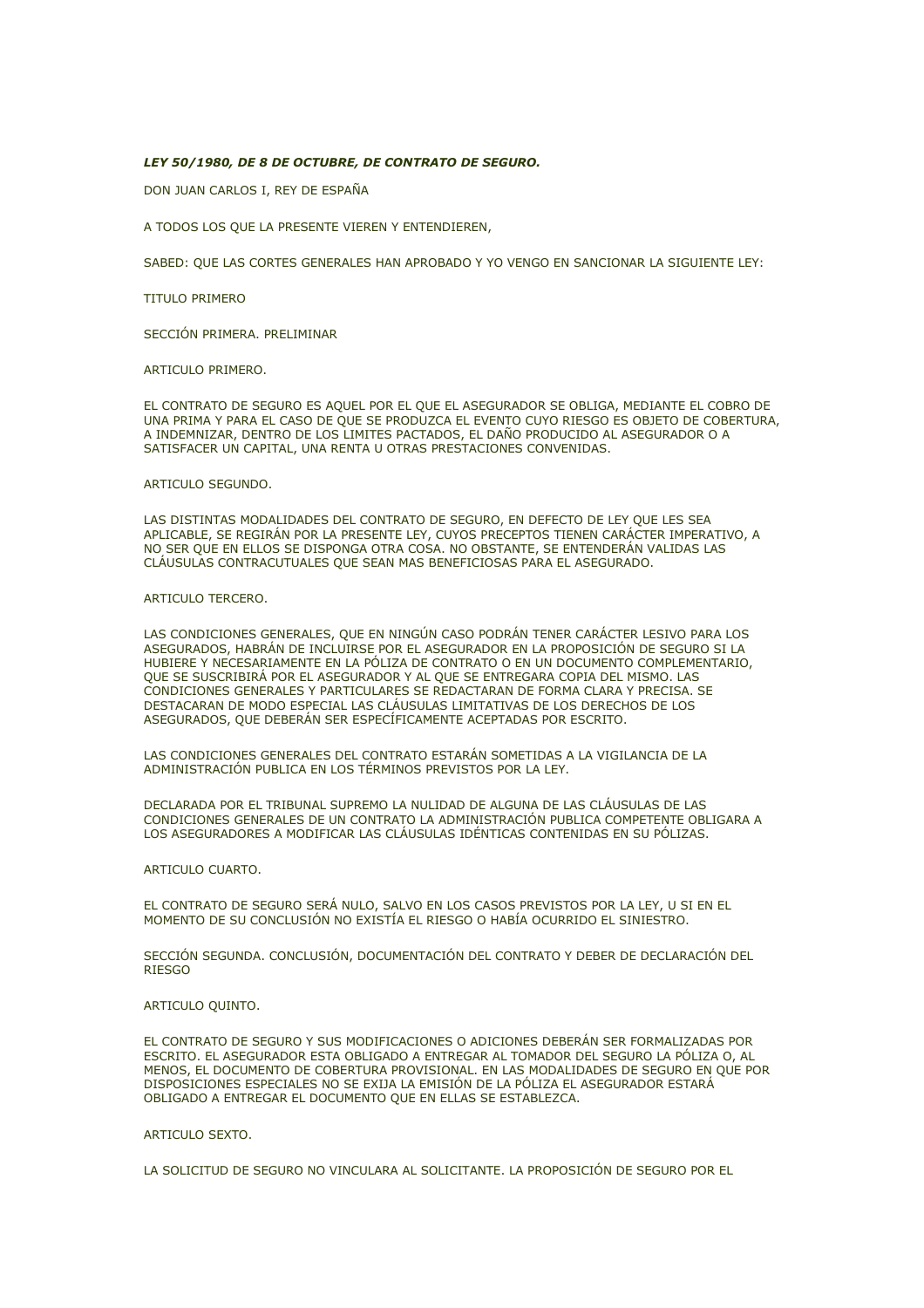***LEY 50/1980, DE 8 DE OCTUBRE, DE CONTRATO DE SEGURO.***

DON JUAN CARLOS I, REY DE ESPAÑA

A TODOS LOS QUE LA PRESENTE VIEREN Y ENTENDIEREN,

SABED: QUE LAS CORTES GENERALES HAN APROBADO Y YO VENGO EN SANCIONAR LA SIGUIENTE LEY:

TITULO PRIMERO

SECCIÓN PRIMERA. PRELIMINAR

ARTICULO PRIMERO.

EL CONTRATO DE SEGURO ES AQUEL POR EL QUE EL ASEGURADOR SE OBLIGA, MEDIANTE EL COBRO DE UNA PRIMA Y PARA EL CASO DE QUE SE PRODUZCA EL EVENTO CUYO RIESGO ES OBJETO DE COBERTURA, A INDEMNIZAR, DENTRO DE LOS LIMITES PACTADOS, EL DAÑO PRODUCIDO AL ASEGURADOR O A SATISFACER UN CAPITAL, UNA RENTA U OTRAS PRESTACIONES CONVENIDAS.

ARTICULO SEGUNDO.

LAS DISTINTAS MODALIDADES DEL CONTRATO DE SEGURO, EN DEFECTO DE LEY QUE LES SEA APLICABLE, SE REGIRÁN POR LA PRESENTE LEY, CUYOS PRECEPTOS TIENEN CARÁCTER IMPERATIVO, A NO SER QUE EN ELLOS SE DISPONGA OTRA COSA. NO OBSTANTE, SE ENTENDERÁN VALIDAS LAS CLÁUSULAS CONTRACUTUALES QUE SEAN MAS BENEFICIOSAS PARA EL ASEGURADO.

ARTICULO TERCERO.

LAS CONDICIONES GENERALES, QUE EN NINGÚN CASO PODRÁN TENER CARÁCTER LESIVO PARA LOS ASEGURADOS, HABRÁN DE INCLUIRSE POR EL ASEGURADOR EN LA PROPOSICIÓN DE SEGURO SI LA HUBIERE Y NECESARIAMENTE EN LA PÓLIZA DE CONTRATO O EN UN DOCUMENTO COMPLEMENTARIO, QUE SE SUSCRIBIRÁ POR EL ASEGURADOR Y AL QUE SE ENTREGARA COPIA DEL MISMO. LAS CONDICIONES GENERALES Y PARTICULARES SE REDACTARAN DE FORMA CLARA Y PRECISA. SE DESTACARAN DE MODO ESPECIAL LAS CLÁUSULAS LIMITATIVAS DE LOS DERECHOS DE LOS ASEGURADOS, QUE DEBERÁN SER ESPECÍFICAMENTE ACEPTADAS POR ESCRITO.

LAS CONDICIONES GENERALES DEL CONTRATO ESTARÁN SOMETIDAS A LA VIGILANCIA DE LA ADMINISTRACIÓN PUBLICA EN LOS TÉRMINOS PREVISTOS POR LA LEY.

DECLARADA POR EL TRIBUNAL SUPREMO LA NULIDAD DE ALGUNA DE LAS CLÁUSULAS DE LAS CONDICIONES GENERALES DE UN CONTRATO LA ADMINISTRACIÓN PUBLICA COMPETENTE OBLIGARA A LOS ASEGURADORES A MODIFICAR LAS CLÁUSULAS IDÉNTICAS CONTENIDAS EN SU PÓLIZAS.

ARTICULO CUARTO.

EL CONTRATO DE SEGURO SERÁ NULO, SALVO EN LOS CASOS PREVISTOS POR LA LEY, U SI EN EL MOMENTO DE SU CONCLUSIÓN NO EXISTÍA EL RIESGO O HABÍA OCURRIDO EL SINIESTRO.

SECCIÓN SEGUNDA. CONCLUSIÓN, DOCUMENTACIÓN DEL CONTRATO Y DEBER DE DECLARACIÓN DEL RIESGO

ARTICULO QUINTO.

EL CONTRATO DE SEGURO Y SUS MODIFICACIONES O ADICIONES DEBERÁN SER FORMALIZADAS POR ESCRITO. EL ASEGURADOR ESTA OBLIGADO A ENTREGAR AL TOMADOR DEL SEGURO LA PÓLIZA O, AL MENOS, EL DOCUMENTO DE COBERTURA PROVISIONAL. EN LAS MODALIDADES DE SEGURO EN QUE POR DISPOSICIONES ESPECIALES NO SE EXIJA LA EMISIÓN DE LA PÓLIZA EL ASEGURADOR ESTARÁ OBLIGADO A ENTREGAR EL DOCUMENTO QUE EN ELLAS SE ESTABLEZCA.

ARTICULO SEXTO.

LA SOLICITUD DE SEGURO NO VINCULARA AL SOLICITANTE. LA PROPOSICIÓN DE SEGURO POR EL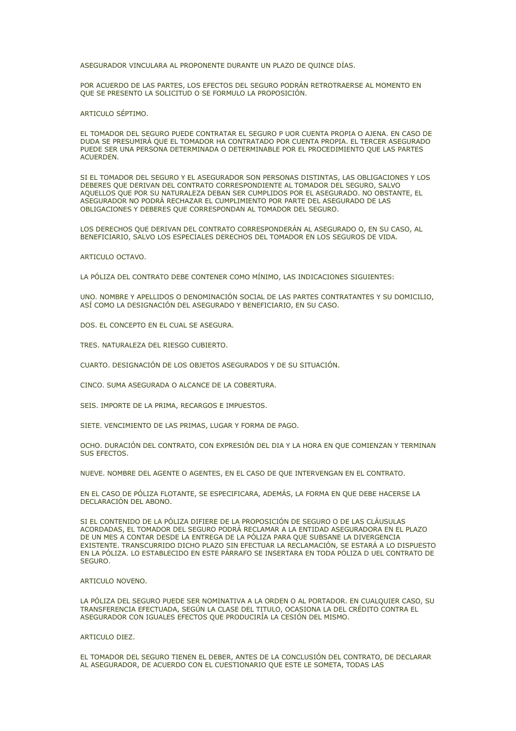ASEGURADOR VINCULARA AL PROPONENTE DURANTE UN PLAZO DE QUINCE DÍAS.

POR ACUERDO DE LAS PARTES, LOS EFECTOS DEL SEGURO PODRÁN RETROTRAERSE AL MOMENTO EN QUE SE PRESENTO LA SOLICITUD O SE FORMULO LA PROPOSICIÓN.

ARTICULO SÉPTIMO.

EL TOMADOR DEL SEGURO PUEDE CONTRATAR EL SEGURO P UOR CUENTA PROPIA O AJENA. EN CASO DE DUDA SE PRESUMIRÁ QUE EL TOMADOR HA CONTRATADO POR CUENTA PROPIA. EL TERCER ASEGURADO PUEDE SER UNA PERSONA DETERMINADA O DETERMINABLE POR EL PROCEDIMIENTO QUE LAS PARTES ACUERDEN.

SI EL TOMADOR DEL SEGURO Y EL ASEGURADOR SON PERSONAS DISTINTAS, LAS OBLIGACIONES Y LOS DEBERES QUE DERIVAN DEL CONTRATO CORRESPONDIENTE AL TOMADOR DEL SEGURO, SALVO AQUELLOS QUE POR SU NATURALEZA DEBAN SER CUMPLIDOS POR EL ASEGURADO. NO OBSTANTE, EL ASEGURADOR NO PODRÁ RECHAZAR EL CUMPLIMIENTO POR PARTE DEL ASEGURADO DE LAS OBLIGACIONES Y DEBERES QUE CORRESPONDAN AL TOMADOR DEL SEGURO.

LOS DERECHOS QUE DERIVAN DEL CONTRATO CORRESPONDERÁN AL ASEGURADO O, EN SU CASO, AL BENEFICIARIO, SALVO LOS ESPECIALES DERECHOS DEL TOMADOR EN LOS SEGUROS DE VIDA.

ARTICULO OCTAVO.

LA PÓLIZA DEL CONTRATO DEBE CONTENER COMO MÍNIMO, LAS INDICACIONES SIGUIENTES:

UNO. NOMBRE Y APELLIDOS O DENOMINACIÓN SOCIAL DE LAS PARTES CONTRATANTES Y SU DOMICILIO, ASÍ COMO LA DESIGNACIÓN DEL ASEGURADO Y BENEFICIARIO, EN SU CASO.

DOS. EL CONCEPTO EN EL CUAL SE ASEGURA.

TRES. NATURALEZA DEL RIESGO CUBIERTO.

CUARTO. DESIGNACIÓN DE LOS OBJETOS ASEGURADOS Y DE SU SITUACIÓN.

CINCO. SUMA ASEGURADA O ALCANCE DE LA COBERTURA.

SEIS. IMPORTE DE LA PRIMA, RECARGOS E IMPUESTOS.

SIETE. VENCIMIENTO DE LAS PRIMAS, LUGAR Y FORMA DE PAGO.

OCHO. DURACIÓN DEL CONTRATO, CON EXPRESIÓN DEL DIA Y LA HORA EN QUE COMIENZAN Y TERMINAN SUS EFECTOS.

NUEVE. NOMBRE DEL AGENTE O AGENTES, EN EL CASO DE QUE INTERVENGAN EN EL CONTRATO.

EN EL CASO DE PÓLIZA FLOTANTE, SE ESPECIFICARA, ADEMÁS, LA FORMA EN QUE DEBE HACERSE LA DECLARACIÓN DEL ABONO.

SI EL CONTENIDO DE LA PÓLIZA DIFIERE DE LA PROPOSICIÓN DE SEGURO O DE LAS CLÁUSULAS ACORDADAS, EL TOMADOR DEL SEGURO PODRÁ RECLAMAR A LA ENTIDAD ASEGURADORA EN EL PLAZO DE UN MES A CONTAR DESDE LA ENTREGA DE LA PÓLIZA PARA QUE SUBSANE LA DIVERGENCIA EXISTENTE. TRANSCURRIDO DICHO PLAZO SIN EFECTUAR LA RECLAMACIÓN, SE ESTARÁ A LO DISPUESTO EN LA PÓLIZA. LO ESTABLECIDO EN ESTE PÁRRAFO SE INSERTARA EN TODA PÓLIZA D UEL CONTRATO DE SEGURO.

ARTICULO NOVENO.

LA PÓLIZA DEL SEGURO PUEDE SER NOMINATIVA A LA ORDEN O AL PORTADOR. EN CUALQUIER CASO, SU TRANSFERENCIA EFECTUADA, SEGÚN LA CLASE DEL TITULO, OCASIONA LA DEL CRÉDITO CONTRA EL ASEGURADOR CON IGUALES EFECTOS QUE PRODUCIRÍA LA CESIÓN DEL MISMO.

ARTICULO DIEZ.

EL TOMADOR DEL SEGURO TIENEN EL DEBER, ANTES DE LA CONCLUSIÓN DEL CONTRATO, DE DECLARAR AL ASEGURADOR, DE ACUERDO CON EL CUESTIONARIO QUE ESTE LE SOMETA, TODAS LAS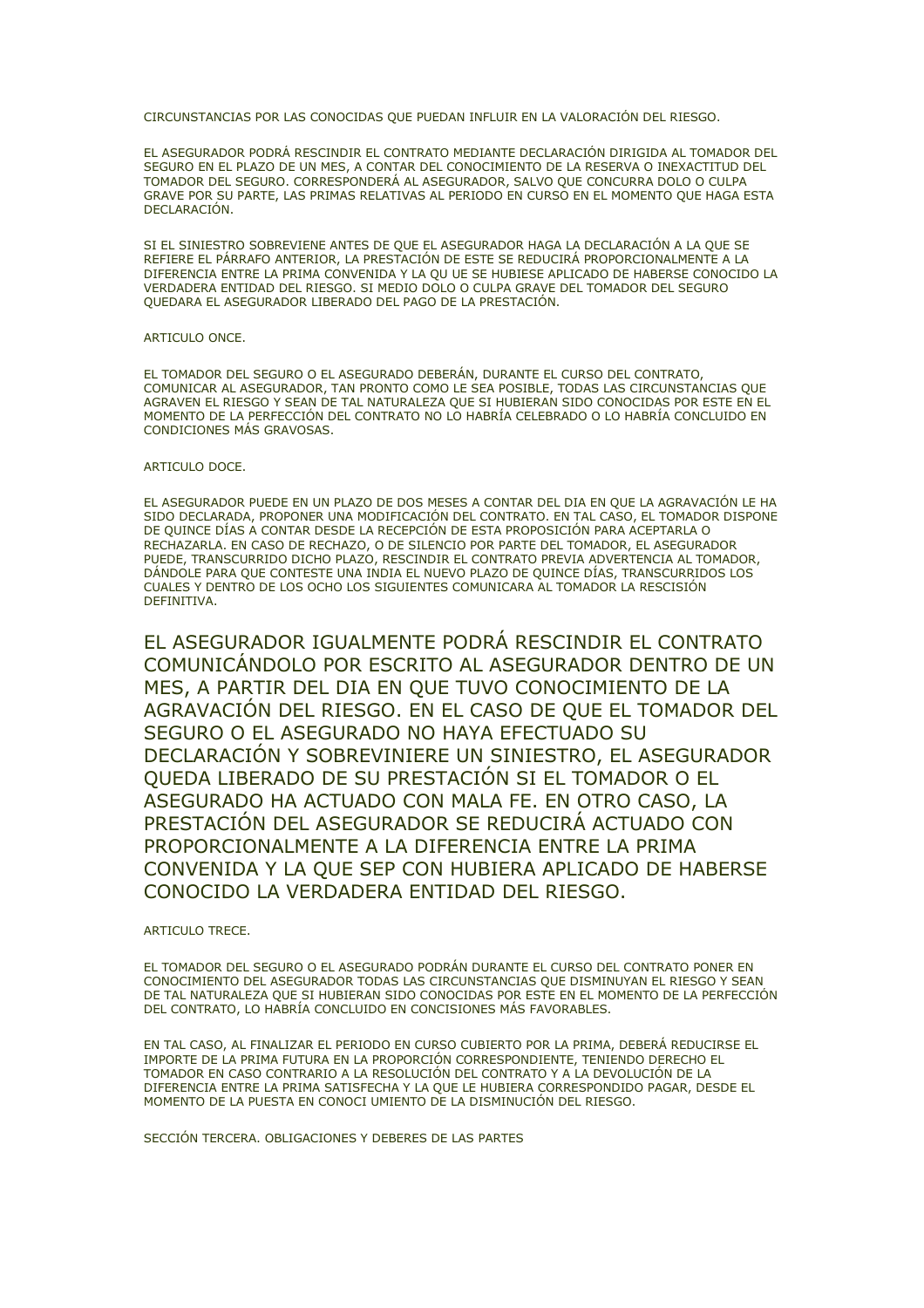CIRCUNSTANCIAS POR LAS CONOCIDAS QUE PUEDAN INFLUIR EN LA VALORACIÓN DEL RIESGO.

EL ASEGURADOR PODRÁ RESCINDIR EL CONTRATO MEDIANTE DECLARACIÓN DIRIGIDA AL TOMADOR DEL SEGURO EN EL PLAZO DE UN MES, A CONTAR DEL CONOCIMIENTO DE LA RESERVA O INEXACTITUD DEL TOMADOR DEL SEGURO. CORRESPONDERÁ AL ASEGURADOR, SALVO QUE CONCURRA DOLO O CULPA GRAVE POR SU PARTE, LAS PRIMAS RELATIVAS AL PERIODO EN CURSO EN EL MOMENTO QUE HAGA ESTA DECLARACIÓN.

SI EL SINIESTRO SOBREVIENE ANTES DE QUE EL ASEGURADOR HAGA LA DECLARACIÓN A LA QUE SE REFIERE EL PÁRRAFO ANTERIOR, LA PRESTACIÓN DE ESTE SE REDUCIRÁ PROPORCIONALMENTE A LA DIFERENCIA ENTRE LA PRIMA CONVENIDA Y LA QU UE SE HUBIESE APLICADO DE HABERSE CONOCIDO LA VERDADERA ENTIDAD DEL RIESGO. SI MEDIO DOLO O CULPA GRAVE DEL TOMADOR DEL SEGURO QUEDARA EL ASEGURADOR LIBERADO DEL PAGO DE LA PRESTACIÓN.

ARTICULO ONCE.

EL TOMADOR DEL SEGURO O EL ASEGURADO DEBERÁN, DURANTE EL CURSO DEL CONTRATO, COMUNICAR AL ASEGURADOR, TAN PRONTO COMO LE SEA POSIBLE, TODAS LAS CIRCUNSTANCIAS QUE AGRAVEN EL RIESGO Y SEAN DE TAL NATURALEZA QUE SI HUBIERAN SIDO CONOCIDAS POR ESTE EN EL MOMENTO DE LA PERFECCIÓN DEL CONTRATO NO LO HABRÍA CELEBRADO O LO HABRÍA CONCLUIDO EN CONDICIONES MÁS GRAVOSAS.

ARTICULO DOCE.

EL ASEGURADOR PUEDE EN UN PLAZO DE DOS MESES A CONTAR DEL DIA EN QUE LA AGRAVACIÓN LE HA SIDO DECLARADA, PROPONER UNA MODIFICACIÓN DEL CONTRATO. EN TAL CASO, EL TOMADOR DISPONE DE QUINCE DÍAS A CONTAR DESDE LA RECEPCIÓN DE ESTA PROPOSICIÓN PARA ACEPTARLA O RECHAZARLA. EN CASO DE RECHAZO, O DE SILENCIO POR PARTE DEL TOMADOR, EL ASEGURADOR PUEDE, TRANSCURRIDO DICHO PLAZO, RESCINDIR EL CONTRATO PREVIA ADVERTENCIA AL TOMADOR, DÁNDOLE PARA QUE CONTESTE UNA INDIA EL NUEVO PLAZO DE QUINCE DÍAS, TRANSCURRIDOS LOS CUALES Y DENTRO DE LOS OCHO LOS SIGUIENTES COMUNICARA AL TOMADOR LA RESCISIÓN DEFINITIVA.

EL ASEGURADOR IGUALMENTE PODRÁ RESCINDIR EL CONTRATO COMUNICÁNDOLO POR ESCRITO AL ASEGURADOR DENTRO DE UN MES, A PARTIR DEL DIA EN QUE TUVO CONOCIMIENTO DE LA AGRAVACIÓN DEL RIESGO. EN EL CASO DE QUE EL TOMADOR DEL SEGURO O EL ASEGURADO NO HAYA EFECTUADO SU DECLARACIÓN Y SOBREVINIERE UN SINIESTRO, EL ASEGURADOR QUEDA LIBERADO DE SU PRESTACIÓN SI EL TOMADOR O EL ASEGURADO HA ACTUADO CON MALA FE. EN OTRO CASO, LA PRESTACIÓN DEL ASEGURADOR SE REDUCIRÁ ACTUADO CON PROPORCIONALMENTE A LA DIFERENCIA ENTRE LA PRIMA CONVENIDA Y LA QUE SEP CON HUBIERA APLICADO DE HABERSE CONOCIDO LA VERDADERA ENTIDAD DEL RIESGO.

ARTICULO TRECE.

EL TOMADOR DEL SEGURO O EL ASEGURADO PODRÁN DURANTE EL CURSO DEL CONTRATO PONER EN CONOCIMIENTO DEL ASEGURADOR TODAS LAS CIRCUNSTANCIAS QUE DISMINUYAN EL RIESGO Y SEAN DE TAL NATURALEZA QUE SI HUBIERAN SIDO CONOCIDAS POR ESTE EN EL MOMENTO DE LA PERFECCIÓN DEL CONTRATO, LO HABRÍA CONCLUIDO EN CONCISIONES MÁS FAVORABLES.

EN TAL CASO, AL FINALIZAR EL PERIODO EN CURSO CUBIERTO POR LA PRIMA, DEBERÁ REDUCIRSE EL IMPORTE DE LA PRIMA FUTURA EN LA PROPORCIÓN CORRESPONDIENTE, TENIENDO DERECHO EL TOMADOR EN CASO CONTRARIO A LA RESOLUCIÓN DEL CONTRATO Y A LA DEVOLUCIÓN DE LA DIFERENCIA ENTRE LA PRIMA SATISFECHA Y LA QUE LE HUBIERA CORRESPONDIDO PAGAR, DESDE EL MOMENTO DE LA PUESTA EN CONOCI UMIENTO DE LA DISMINUCIÓN DEL RIESGO.

SECCIÓN TERCERA. OBLIGACIONES Y DEBERES DE LAS PARTES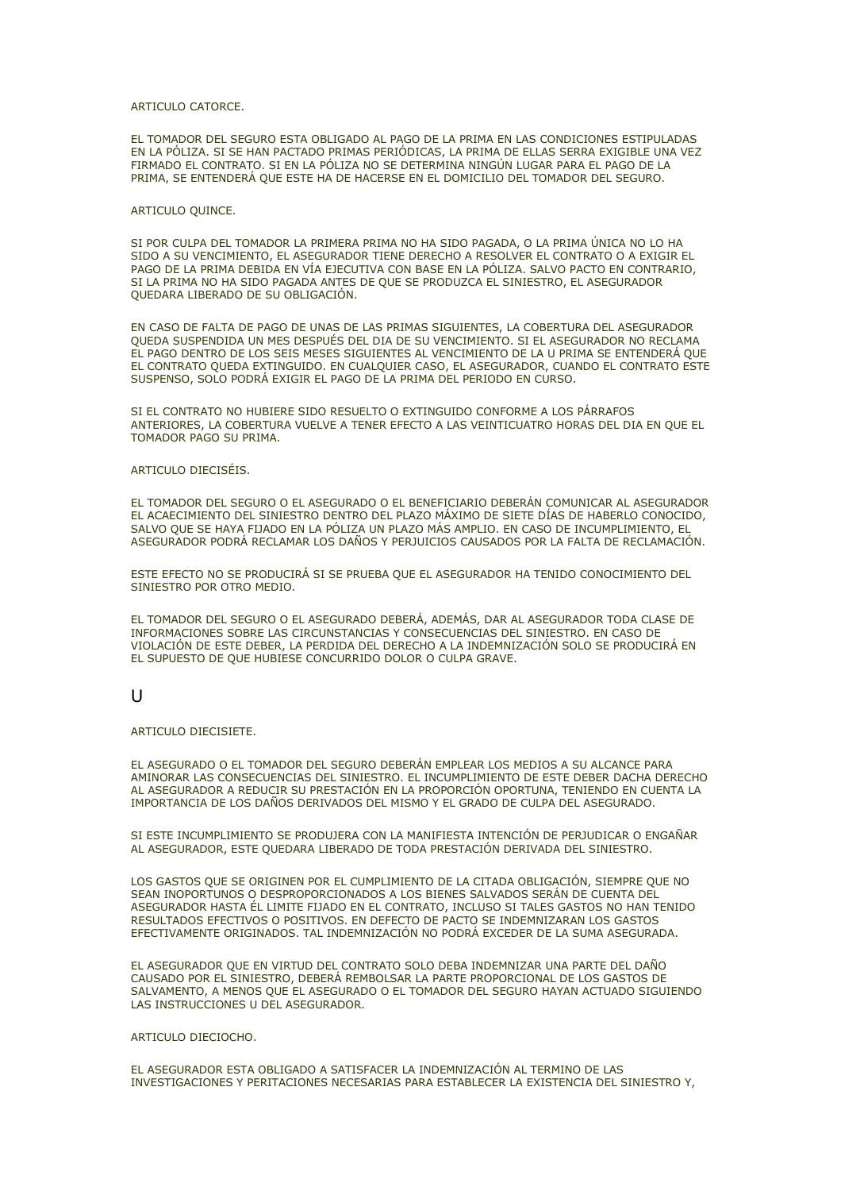ARTICULO CATORCE.

EL TOMADOR DEL SEGURO ESTA OBLIGADO AL PAGO DE LA PRIMA EN LAS CONDICIONES ESTIPULADAS EN LA PÓLIZA. SI SE HAN PACTADO PRIMAS PERIÓDICAS, LA PRIMA DE ELLAS SERRA EXIGIBLE UNA VEZ FIRMADO EL CONTRATO. SI EN LA PÓLIZA NO SE DETERMINA NINGÚN LUGAR PARA EL PAGO DE LA PRIMA, SE ENTENDERÁ QUE ESTE HA DE HACERSE EN EL DOMICILIO DEL TOMADOR DEL SEGURO.

ARTICULO QUINCE.

SI POR CULPA DEL TOMADOR LA PRIMERA PRIMA NO HA SIDO PAGADA, O LA PRIMA ÚNICA NO LO HA SIDO A SU VENCIMIENTO, EL ASEGURADOR TIENE DERECHO A RESOLVER EL CONTRATO O A EXIGIR EL PAGO DE LA PRIMA DEBIDA EN VÍA EJECUTIVA CON BASE EN LA PÓLIZA. SALVO PACTO EN CONTRARIO, SI LA PRIMA NO HA SIDO PAGADA ANTES DE QUE SE PRODUZCA EL SINIESTRO, EL ASEGURADOR QUEDARA LIBERADO DE SU OBLIGACIÓN.

EN CASO DE FALTA DE PAGO DE UNAS DE LAS PRIMAS SIGUIENTES, LA COBERTURA DEL ASEGURADOR QUEDA SUSPENDIDA UN MES DESPUÉS DEL DIA DE SU VENCIMIENTO. SI EL ASEGURADOR NO RECLAMA EL PAGO DENTRO DE LOS SEIS MESES SIGUIENTES AL VENCIMIENTO DE LA U PRIMA SE ENTENDERÁ QUE EL CONTRATO QUEDA EXTINGUIDO. EN CUALQUIER CASO, EL ASEGURADOR, CUANDO EL CONTRATO ESTE SUSPENSO, SOLO PODRÁ EXIGIR EL PAGO DE LA PRIMA DEL PERIODO EN CURSO.

SI EL CONTRATO NO HUBIERE SIDO RESUELTO O EXTINGUIDO CONFORME A LOS PÁRRAFOS ANTERIORES, LA COBERTURA VUELVE A TENER EFECTO A LAS VEINTICUATRO HORAS DEL DIA EN QUE EL TOMADOR PAGO SU PRIMA.

ARTICULO DIECISÉIS.

EL TOMADOR DEL SEGURO O EL ASEGURADO O EL BENEFICIARIO DEBERÁN COMUNICAR AL ASEGURADOR EL ACAECIMIENTO DEL SINIESTRO DENTRO DEL PLAZO MÁXIMO DE SIETE DÍAS DE HABERLO CONOCIDO, SALVO QUE SE HAYA FIJADO EN LA PÓLIZA UN PLAZO MÁS AMPLIO. EN CASO DE INCUMPLIMIENTO, EL ASEGURADOR PODRÁ RECLAMAR LOS DAÑOS Y PERJUICIOS CAUSADOS POR LA FALTA DE RECLAMACIÓN.

ESTE EFECTO NO SE PRODUCIRÁ SI SE PRUEBA QUE EL ASEGURADOR HA TENIDO CONOCIMIENTO DEL SINIESTRO POR OTRO MEDIO.

EL TOMADOR DEL SEGURO O EL ASEGURADO DEBERÁ, ADEMÁS, DAR AL ASEGURADOR TODA CLASE DE INFORMACIONES SOBRE LAS CIRCUNSTANCIAS Y CONSECUENCIAS DEL SINIESTRO. EN CASO DE VIOLACIÓN DE ESTE DEBER, LA PERDIDA DEL DERECHO A LA INDEMNIZACIÓN SOLO SE PRODUCIRÁ EN EL SUPUESTO DE QUE HUBIESE CONCURRIDO DOLOR O CULPA GRAVE.

U

ARTICULO DIECISIETE.

EL ASEGURADO O EL TOMADOR DEL SEGURO DEBERÁN EMPLEAR LOS MEDIOS A SU ALCANCE PARA AMINORAR LAS CONSECUENCIAS DEL SINIESTRO. EL INCUMPLIMIENTO DE ESTE DEBER DACHA DERECHO AL ASEGURADOR A REDUCIR SU PRESTACIÓN EN LA PROPORCIÓN OPORTUNA, TENIENDO EN CUENTA LA IMPORTANCIA DE LOS DAÑOS DERIVADOS DEL MISMO Y EL GRADO DE CULPA DEL ASEGURADO.

SI ESTE INCUMPLIMIENTO SE PRODUJERA CON LA MANIFIESTA INTENCIÓN DE PERJUDICAR O ENGAÑAR AL ASEGURADOR, ESTE QUEDARA LIBERADO DE TODA PRESTACIÓN DERIVADA DEL SINIESTRO.

LOS GASTOS QUE SE ORIGINEN POR EL CUMPLIMIENTO DE LA CITADA OBLIGACIÓN, SIEMPRE QUE NO SEAN INOPORTUNOS O DESPROPORCIONADOS A LOS BIENES SALVADOS SERÁN DE CUENTA DEL ASEGURADOR HASTA ÉL LIMITE FIJADO EN EL CONTRATO, INCLUSO SI TALES GASTOS NO HAN TENIDO RESULTADOS EFECTIVOS O POSITIVOS. EN DEFECTO DE PACTO SE INDEMNIZARAN LOS GASTOS EFECTIVAMENTE ORIGINADOS. TAL INDEMNIZACIÓN NO PODRÁ EXCEDER DE LA SUMA ASEGURADA.

EL ASEGURADOR QUE EN VIRTUD DEL CONTRATO SOLO DEBA INDEMNIZAR UNA PARTE DEL DAÑO CAUSADO POR EL SINIESTRO, DEBERÁ REMBOLSAR LA PARTE PROPORCIONAL DE LOS GASTOS DE SALVAMENTO, A MENOS QUE EL ASEGURADO O EL TOMADOR DEL SEGURO HAYAN ACTUADO SIGUIENDO LAS INSTRUCCIONES U DEL ASEGURADOR.

ARTICULO DIECIOCHO.

EL ASEGURADOR ESTA OBLIGADO A SATISFACER LA INDEMNIZACIÓN AL TERMINO DE LAS INVESTIGACIONES Y PERITACIONES NECESARIAS PARA ESTABLECER LA EXISTENCIA DEL SINIESTRO Y,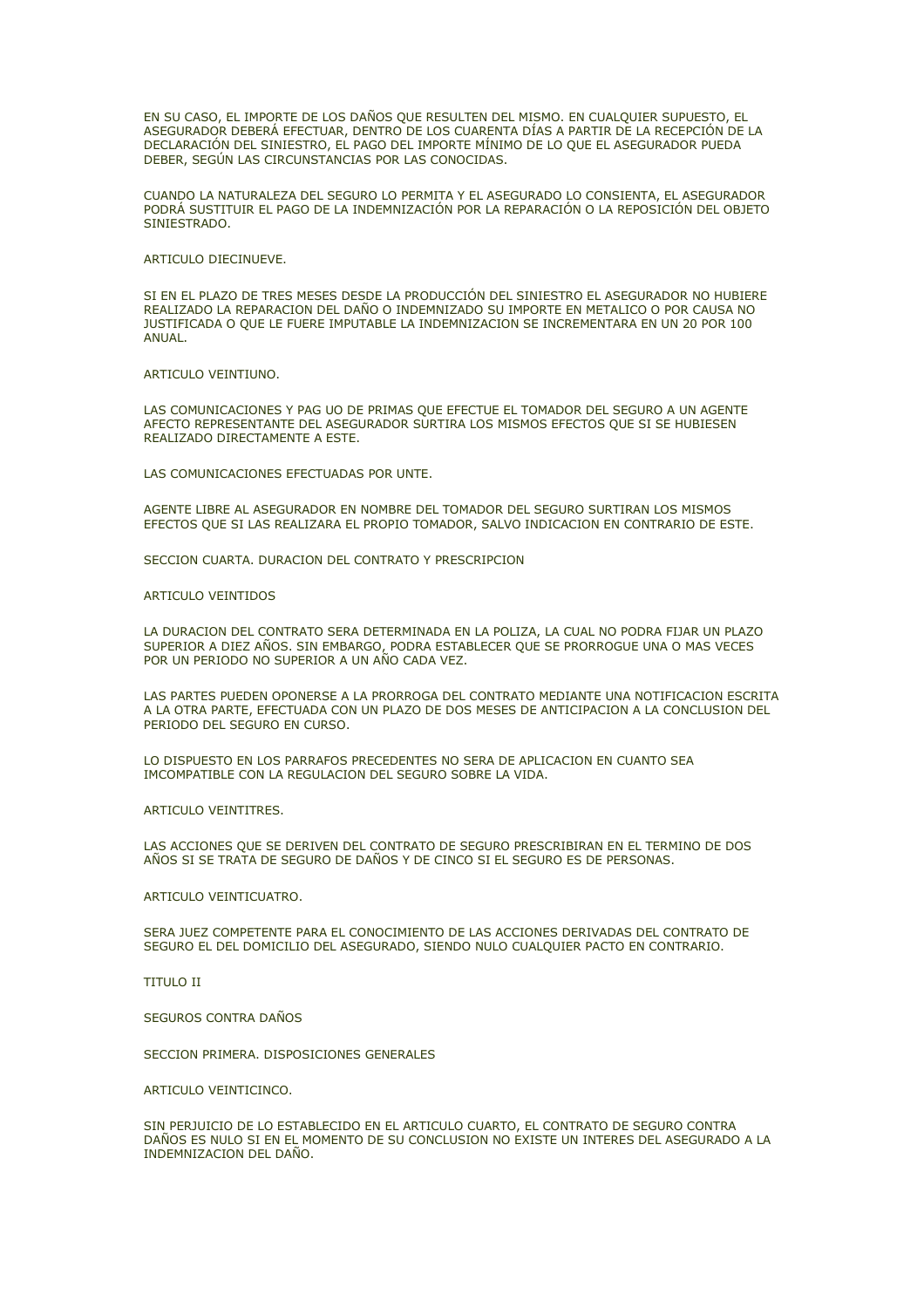EN SU CASO, EL IMPORTE DE LOS DAÑOS QUE RESULTEN DEL MISMO. EN CUALQUIER SUPUESTO, EL ASEGURADOR DEBERÁ EFECTUAR, DENTRO DE LOS CUARENTA DÍAS A PARTIR DE LA RECEPCIÓN DE LA DECLARACIÓN DEL SINIESTRO, EL PAGO DEL IMPORTE MÍNIMO DE LO QUE EL ASEGURADOR PUEDA DEBER, SEGÚN LAS CIRCUNSTANCIAS POR LAS CONOCIDAS.

CUANDO LA NATURALEZA DEL SEGURO LO PERMITA Y EL ASEGURADO LO CONSIENTA, EL ASEGURADOR PODRÁ SUSTITUIR EL PAGO DE LA INDEMNIZACIÓN POR LA REPARACIÓN O LA REPOSICIÓN DEL OBJETO SINIESTRADO.

ARTICULO DIECINUEVE.

SI EN EL PLAZO DE TRES MESES DESDE LA PRODUCCIÓN DEL SINIESTRO EL ASEGURADOR NO HUBIERE REALIZADO LA REPARACION DEL DAÑO O INDEMNIZADO SU IMPORTE EN METALICO O POR CAUSA NO JUSTIFICADA O QUE LE FUERE IMPUTABLE LA INDEMNIZACION SE INCREMENTARA EN UN 20 POR 100 ANUAL.

ARTICULO VEINTIUNO.

LAS COMUNICACIONES Y PAG UO DE PRIMAS QUE EFECTUE EL TOMADOR DEL SEGURO A UN AGENTE AFECTO REPRESENTANTE DEL ASEGURADOR SURTIRA LOS MISMOS EFECTOS QUE SI SE HUBIESEN REALIZADO DIRECTAMENTE A ESTE.

LAS COMUNICACIONES EFECTUADAS POR UNTE.

AGENTE LIBRE AL ASEGURADOR EN NOMBRE DEL TOMADOR DEL SEGURO SURTIRAN LOS MISMOS EFECTOS QUE SI LAS REALIZARA EL PROPIO TOMADOR, SALVO INDICACION EN CONTRARIO DE ESTE.

SECCION CUARTA. DURACION DEL CONTRATO Y PRESCRIPCION

ARTICULO VEINTIDOS

LA DURACION DEL CONTRATO SERA DETERMINADA EN LA POLIZA, LA CUAL NO PODRA FIJAR UN PLAZO SUPERIOR A DIEZ AÑOS. SIN EMBARGO, PODRA ESTABLECER QUE SE PRORROGUE UNA O MAS VECES POR UN PERIODO NO SUPERIOR A UN AÑO CADA VEZ.

LAS PARTES PUEDEN OPONERSE A LA PRORROGA DEL CONTRATO MEDIANTE UNA NOTIFICACION ESCRITA A LA OTRA PARTE, EFECTUADA CON UN PLAZO DE DOS MESES DE ANTICIPACION A LA CONCLUSION DEL PERIODO DEL SEGURO EN CURSO.

LO DISPUESTO EN LOS PARRAFOS PRECEDENTES NO SERA DE APLICACION EN CUANTO SEA IMCOMPATIBLE CON LA REGULACION DEL SEGURO SOBRE LA VIDA.

ARTICULO VEINTITRES.

LAS ACCIONES QUE SE DERIVEN DEL CONTRATO DE SEGURO PRESCRIBIRAN EN EL TERMINO DE DOS AÑOS SI SE TRATA DE SEGURO DE DAÑOS Y DE CINCO SI EL SEGURO ES DE PERSONAS.

ARTICULO VEINTICUATRO.

SERA JUEZ COMPETENTE PARA EL CONOCIMIENTO DE LAS ACCIONES DERIVADAS DEL CONTRATO DE SEGURO EL DEL DOMICILIO DEL ASEGURADO, SIENDO NULO CUALQUIER PACTO EN CONTRARIO.

TITULO II

SEGUROS CONTRA DAÑOS

SECCION PRIMERA. DISPOSICIONES GENERALES

ARTICULO VEINTICINCO.

SIN PERJUICIO DE LO ESTABLECIDO EN EL ARTICULO CUARTO, EL CONTRATO DE SEGURO CONTRA DAÑOS ES NULO SI EN EL MOMENTO DE SU CONCLUSION NO EXISTE UN INTERES DEL ASEGURADO A LA INDEMNIZACION DEL DAÑO.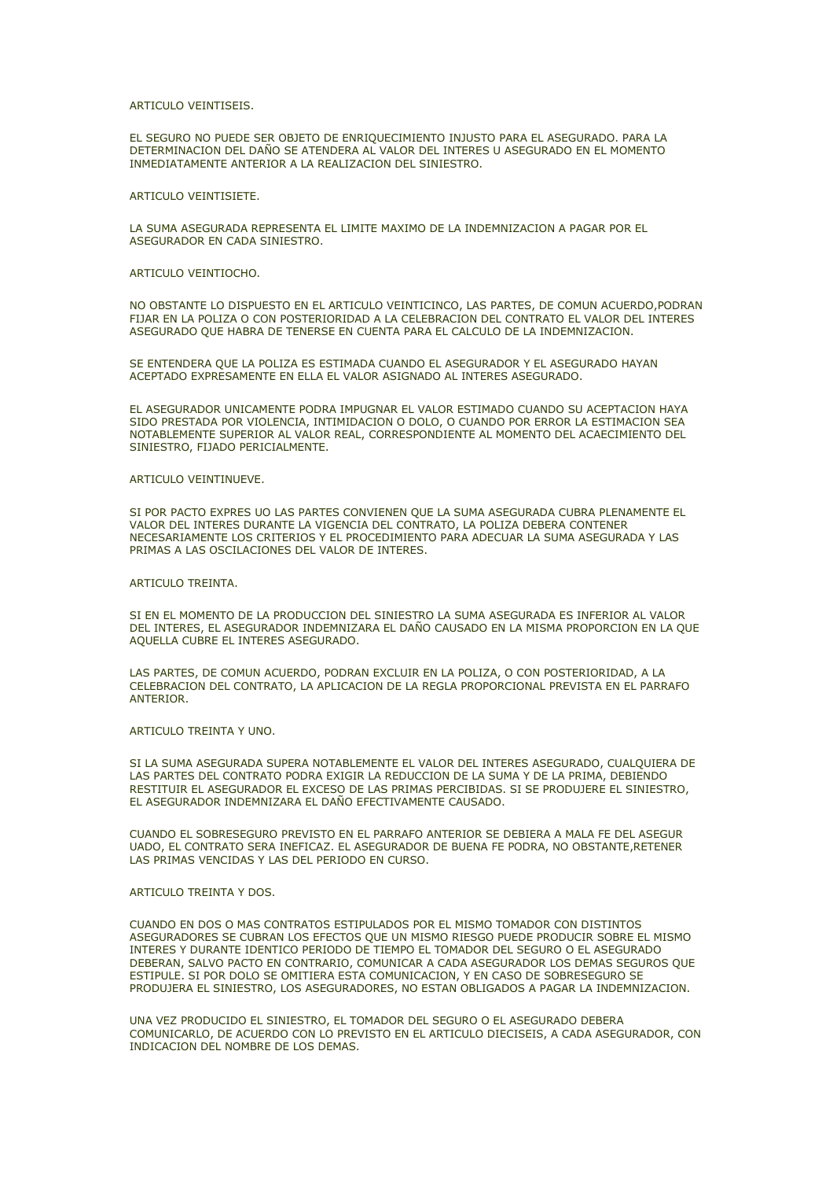ARTICULO VEINTISEIS.

EL SEGURO NO PUEDE SER OBJETO DE ENRIQUECIMIENTO INJUSTO PARA EL ASEGURADO. PARA LA DETERMINACION DEL DAÑO SE ATENDERA AL VALOR DEL INTERES U ASEGURADO EN EL MOMENTO INMEDIATAMENTE ANTERIOR A LA REALIZACION DEL SINIESTRO.

ARTICULO VEINTISIETE.

LA SUMA ASEGURADA REPRESENTA EL LIMITE MAXIMO DE LA INDEMNIZACION A PAGAR POR EL ASEGURADOR EN CADA SINIESTRO.

ARTICULO VEINTIOCHO.

NO OBSTANTE LO DISPUESTO EN EL ARTICULO VEINTICINCO, LAS PARTES, DE COMUN ACUERDO,PODRAN FIJAR EN LA POLIZA O CON POSTERIORIDAD A LA CELEBRACION DEL CONTRATO EL VALOR DEL INTERES ASEGURADO QUE HABRA DE TENERSE EN CUENTA PARA EL CALCULO DE LA INDEMNIZACION.

SE ENTENDERA QUE LA POLIZA ES ESTIMADA CUANDO EL ASEGURADOR Y EL ASEGURADO HAYAN ACEPTADO EXPRESAMENTE EN ELLA EL VALOR ASIGNADO AL INTERES ASEGURADO.

EL ASEGURADOR UNICAMENTE PODRA IMPUGNAR EL VALOR ESTIMADO CUANDO SU ACEPTACION HAYA SIDO PRESTADA POR VIOLENCIA, INTIMIDACION O DOLO, O CUANDO POR ERROR LA ESTIMACION SEA NOTABLEMENTE SUPERIOR AL VALOR REAL, CORRESPONDIENTE AL MOMENTO DEL ACAECIMIENTO DEL SINIESTRO, FIJADO PERICIALMENTE.

ARTICULO VEINTINUEVE.

SI POR PACTO EXPRES UO LAS PARTES CONVIENEN QUE LA SUMA ASEGURADA CUBRA PLENAMENTE EL VALOR DEL INTERES DURANTE LA VIGENCIA DEL CONTRATO, LA POLIZA DEBERA CONTENER NECESARIAMENTE LOS CRITERIOS Y EL PROCEDIMIENTO PARA ADECUAR LA SUMA ASEGURADA Y LAS PRIMAS A LAS OSCILACIONES DEL VALOR DE INTERES.

ARTICULO TREINTA.

SI EN EL MOMENTO DE LA PRODUCCION DEL SINIESTRO LA SUMA ASEGURADA ES INFERIOR AL VALOR DEL INTERES, EL ASEGURADOR INDEMNIZARA EL DAÑO CAUSADO EN LA MISMA PROPORCION EN LA QUE AQUELLA CUBRE EL INTERES ASEGURADO.

LAS PARTES, DE COMUN ACUERDO, PODRAN EXCLUIR EN LA POLIZA, O CON POSTERIORIDAD, A LA CELEBRACION DEL CONTRATO, LA APLICACION DE LA REGLA PROPORCIONAL PREVISTA EN EL PARRAFO ANTERIOR.

ARTICULO TREINTA Y UNO.

SI LA SUMA ASEGURADA SUPERA NOTABLEMENTE EL VALOR DEL INTERES ASEGURADO, CUALQUIERA DE LAS PARTES DEL CONTRATO PODRA EXIGIR LA REDUCCION DE LA SUMA Y DE LA PRIMA, DEBIENDO RESTITUIR EL ASEGURADOR EL EXCESO DE LAS PRIMAS PERCIBIDAS. SI SE PRODUJERE EL SINIESTRO, EL ASEGURADOR INDEMNIZARA EL DAÑO EFECTIVAMENTE CAUSADO.

CUANDO EL SOBRESEGURO PREVISTO EN EL PARRAFO ANTERIOR SE DEBIERA A MALA FE DEL ASEGUR UADO, EL CONTRATO SERA INEFICAZ. EL ASEGURADOR DE BUENA FE PODRA, NO OBSTANTE,RETENER LAS PRIMAS VENCIDAS Y LAS DEL PERIODO EN CURSO.

ARTICULO TREINTA Y DOS.

CUANDO EN DOS O MAS CONTRATOS ESTIPULADOS POR EL MISMO TOMADOR CON DISTINTOS ASEGURADORES SE CUBRAN LOS EFECTOS QUE UN MISMO RIESGO PUEDE PRODUCIR SOBRE EL MISMO INTERES Y DURANTE IDENTICO PERIODO DE TIEMPO EL TOMADOR DEL SEGURO O EL ASEGURADO DEBERAN, SALVO PACTO EN CONTRARIO, COMUNICAR A CADA ASEGURADOR LOS DEMAS SEGUROS QUE ESTIPULE. SI POR DOLO SE OMITIERA ESTA COMUNICACION, Y EN CASO DE SOBRESEGURO SE PRODUJERA EL SINIESTRO, LOS ASEGURADORES, NO ESTAN OBLIGADOS A PAGAR LA INDEMNIZACION.

UNA VEZ PRODUCIDO EL SINIESTRO, EL TOMADOR DEL SEGURO O EL ASEGURADO DEBERA COMUNICARLO, DE ACUERDO CON LO PREVISTO EN EL ARTICULO DIECISEIS, A CADA ASEGURADOR, CON INDICACION DEL NOMBRE DE LOS DEMAS.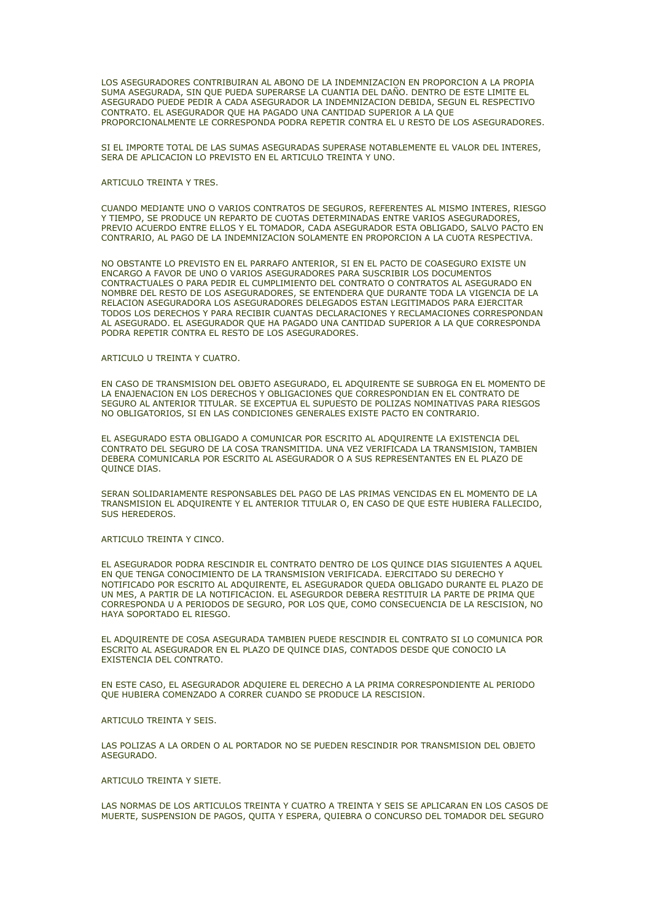LOS ASEGURADORES CONTRIBUIRAN AL ABONO DE LA INDEMNIZACION EN PROPORCION A LA PROPIA SUMA ASEGURADA, SIN QUE PUEDA SUPERARSE LA CUANTIA DEL DAÑO. DENTRO DE ESTE LIMITE EL ASEGURADO PUEDE PEDIR A CADA ASEGURADOR LA INDEMNIZACION DEBIDA, SEGUN EL RESPECTIVO CONTRATO. EL ASEGURADOR QUE HA PAGADO UNA CANTIDAD SUPERIOR A LA QUE PROPORCIONALMENTE LE CORRESPONDA PODRA REPETIR CONTRA EL U RESTO DE LOS ASEGURADORES.

SI EL IMPORTE TOTAL DE LAS SUMAS ASEGURADAS SUPERASE NOTABLEMENTE EL VALOR DEL INTERES, SERA DE APLICACION LO PREVISTO EN EL ARTICULO TREINTA Y UNO.

ARTICULO TREINTA Y TRES.

CUANDO MEDIANTE UNO O VARIOS CONTRATOS DE SEGUROS, REFERENTES AL MISMO INTERES, RIESGO Y TIEMPO, SE PRODUCE UN REPARTO DE CUOTAS DETERMINADAS ENTRE VARIOS ASEGURADORES, PREVIO ACUERDO ENTRE ELLOS Y EL TOMADOR, CADA ASEGURADOR ESTA OBLIGADO, SALVO PACTO EN CONTRARIO, AL PAGO DE LA INDEMNIZACION SOLAMENTE EN PROPORCION A LA CUOTA RESPECTIVA.

NO OBSTANTE LO PREVISTO EN EL PARRAFO ANTERIOR, SI EN EL PACTO DE COASEGURO EXISTE UN ENCARGO A FAVOR DE UNO O VARIOS ASEGURADORES PARA SUSCRIBIR LOS DOCUMENTOS CONTRACTUALES O PARA PEDIR EL CUMPLIMIENTO DEL CONTRATO O CONTRATOS AL ASEGURADO EN NOMBRE DEL RESTO DE LOS ASEGURADORES, SE ENTENDERA QUE DURANTE TODA LA VIGENCIA DE LA RELACION ASEGURADORA LOS ASEGURADORES DELEGADOS ESTAN LEGITIMADOS PARA EJERCITAR TODOS LOS DERECHOS Y PARA RECIBIR CUANTAS DECLARACIONES Y RECLAMACIONES CORRESPONDAN AL ASEGURADO. EL ASEGURADOR QUE HA PAGADO UNA CANTIDAD SUPERIOR A LA QUE CORRESPONDA PODRA REPETIR CONTRA EL RESTO DE LOS ASEGURADORES.

ARTICULO U TREINTA Y CUATRO.

EN CASO DE TRANSMISION DEL OBJETO ASEGURADO, EL ADQUIRENTE SE SUBROGA EN EL MOMENTO DE LA ENAJENACION EN LOS DERECHOS Y OBLIGACIONES QUE CORRESPONDIAN EN EL CONTRATO DE SEGURO AL ANTERIOR TITULAR. SE EXCEPTUA EL SUPUESTO DE POLIZAS NOMINATIVAS PARA RIESGOS NO OBLIGATORIOS, SI EN LAS CONDICIONES GENERALES EXISTE PACTO EN CONTRARIO.

EL ASEGURADO ESTA OBLIGADO A COMUNICAR POR ESCRITO AL ADQUIRENTE LA EXISTENCIA DEL CONTRATO DEL SEGURO DE LA COSA TRANSMITIDA. UNA VEZ VERIFICADA LA TRANSMISION, TAMBIEN DEBERA COMUNICARLA POR ESCRITO AL ASEGURADOR O A SUS REPRESENTANTES EN EL PLAZO DE QUINCE DIAS.

SERAN SOLIDARIAMENTE RESPONSABLES DEL PAGO DE LAS PRIMAS VENCIDAS EN EL MOMENTO DE LA TRANSMISION EL ADQUIRENTE Y EL ANTERIOR TITULAR O, EN CASO DE QUE ESTE HUBIERA FALLECIDO, SUS HEREDEROS.

ARTICULO TREINTA Y CINCO.

EL ASEGURADOR PODRA RESCINDIR EL CONTRATO DENTRO DE LOS QUINCE DIAS SIGUIENTES A AQUEL EN QUE TENGA CONOCIMIENTO DE LA TRANSMISION VERIFICADA. EJERCITADO SU DERECHO Y NOTIFICADO POR ESCRITO AL ADQUIRENTE, EL ASEGURADOR QUEDA OBLIGADO DURANTE EL PLAZO DE UN MES, A PARTIR DE LA NOTIFICACION. EL ASEGURDOR DEBERA RESTITUIR LA PARTE DE PRIMA QUE CORRESPONDA U A PERIODOS DE SEGURO, POR LOS QUE, COMO CONSECUENCIA DE LA RESCISION, NO HAYA SOPORTADO EL RIESGO.

EL ADQUIRENTE DE COSA ASEGURADA TAMBIEN PUEDE RESCINDIR EL CONTRATO SI LO COMUNICA POR ESCRITO AL ASEGURADOR EN EL PLAZO DE QUINCE DIAS, CONTADOS DESDE QUE CONOCIO LA EXISTENCIA DEL CONTRATO.

EN ESTE CASO, EL ASEGURADOR ADQUIERE EL DERECHO A LA PRIMA CORRESPONDIENTE AL PERIODO QUE HUBIERA COMENZADO A CORRER CUANDO SE PRODUCE LA RESCISION.

ARTICULO TREINTA Y SEIS.

LAS POLIZAS A LA ORDEN O AL PORTADOR NO SE PUEDEN RESCINDIR POR TRANSMISION DEL OBJETO ASEGURADO.

ARTICULO TREINTA Y SIETE.

LAS NORMAS DE LOS ARTICULOS TREINTA Y CUATRO A TREINTA Y SEIS SE APLICARAN EN LOS CASOS DE MUERTE, SUSPENSION DE PAGOS, QUITA Y ESPERA, QUIEBRA O CONCURSO DEL TOMADOR DEL SEGURO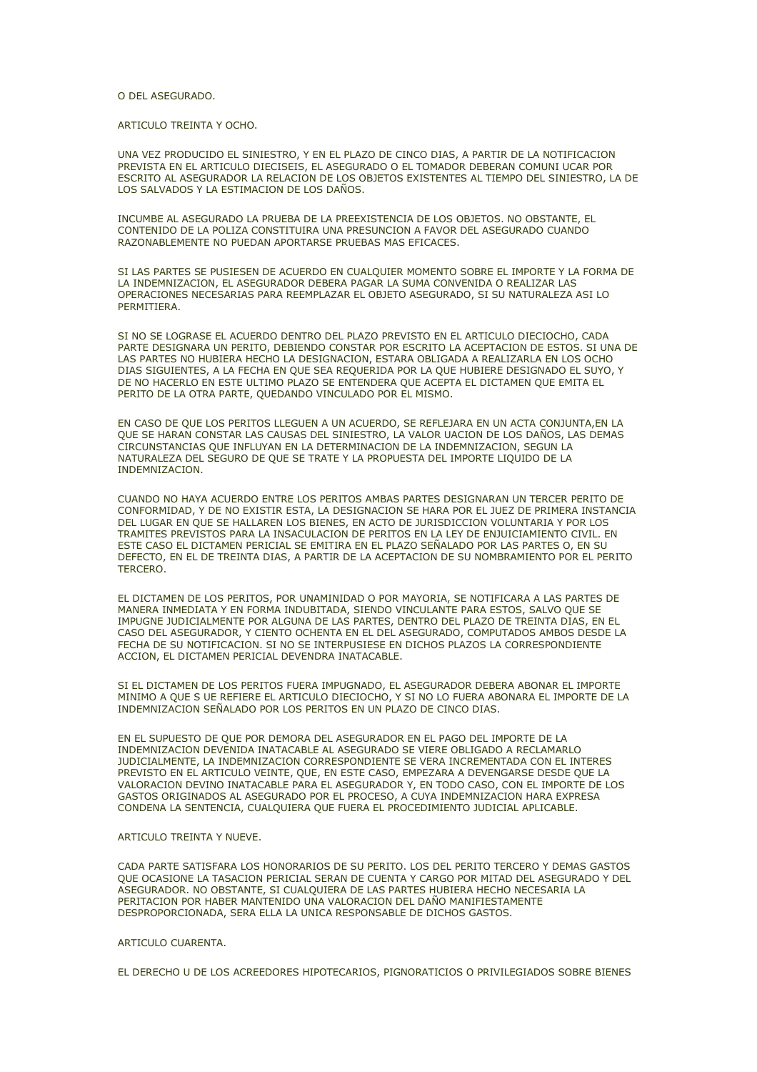O DEL ASEGURADO.

ARTICULO TREINTA Y OCHO.

UNA VEZ PRODUCIDO EL SINIESTRO, Y EN EL PLAZO DE CINCO DIAS, A PARTIR DE LA NOTIFICACION PREVISTA EN EL ARTICULO DIECISEIS, EL ASEGURADO O EL TOMADOR DEBERAN COMUNI UCAR POR ESCRITO AL ASEGURADOR LA RELACION DE LOS OBJETOS EXISTENTES AL TIEMPO DEL SINIESTRO, LA DE LOS SALVADOS Y LA ESTIMACION DE LOS DAÑOS.

INCUMBE AL ASEGURADO LA PRUEBA DE LA PREEXISTENCIA DE LOS OBJETOS. NO OBSTANTE, EL CONTENIDO DE LA POLIZA CONSTITUIRA UNA PRESUNCION A FAVOR DEL ASEGURADO CUANDO RAZONABLEMENTE NO PUEDAN APORTARSE PRUEBAS MAS EFICACES.

SI LAS PARTES SE PUSIESEN DE ACUERDO EN CUALQUIER MOMENTO SOBRE EL IMPORTE Y LA FORMA DE LA INDEMNIZACION, EL ASEGURADOR DEBERA PAGAR LA SUMA CONVENIDA O REALIZAR LAS OPERACIONES NECESARIAS PARA REEMPLAZAR EL OBJETO ASEGURADO, SI SU NATURALEZA ASI LO PERMITIERA.

SI NO SE LOGRASE EL ACUERDO DENTRO DEL PLAZO PREVISTO EN EL ARTICULO DIECIOCHO, CADA PARTE DESIGNARA UN PERITO, DEBIENDO CONSTAR POR ESCRITO LA ACEPTACION DE ESTOS. SI UNA DE LAS PARTES NO HUBIERA HECHO LA DESIGNACION, ESTARA OBLIGADA A REALIZARLA EN LOS OCHO DIAS SIGUIENTES, A LA FECHA EN QUE SEA REQUERIDA POR LA QUE HUBIERE DESIGNADO EL SUYO, Y DE NO HACERLO EN ESTE ULTIMO PLAZO SE ENTENDERA QUE ACEPTA EL DICTAMEN QUE EMITA EL PERITO DE LA OTRA PARTE, QUEDANDO VINCULADO POR EL MISMO.

EN CASO DE QUE LOS PERITOS LLEGUEN A UN ACUERDO, SE REFLEJARA EN UN ACTA CONJUNTA,EN LA QUE SE HARAN CONSTAR LAS CAUSAS DEL SINIESTRO, LA VALOR UACION DE LOS DAÑOS, LAS DEMAS CIRCUNSTANCIAS QUE INFLUYAN EN LA DETERMINACION DE LA INDEMNIZACION, SEGUN LA NATURALEZA DEL SEGURO DE QUE SE TRATE Y LA PROPUESTA DEL IMPORTE LIQUIDO DE LA INDEMNIZACION.

CUANDO NO HAYA ACUERDO ENTRE LOS PERITOS AMBAS PARTES DESIGNARAN UN TERCER PERITO DE CONFORMIDAD, Y DE NO EXISTIR ESTA, LA DESIGNACION SE HARA POR EL JUEZ DE PRIMERA INSTANCIA DEL LUGAR EN QUE SE HALLAREN LOS BIENES, EN ACTO DE JURISDICCION VOLUNTARIA Y POR LOS TRAMITES PREVISTOS PARA LA INSACULACION DE PERITOS EN LA LEY DE ENJUICIAMIENTO CIVIL. EN ESTE CASO EL DICTAMEN PERICIAL SE EMITIRA EN EL PLAZO SEÑALADO POR LAS PARTES O, EN SU DEFECTO, EN EL DE TREINTA DIAS, A PARTIR DE LA ACEPTACION DE SU NOMBRAMIENTO POR EL PERITO TERCERO.

EL DICTAMEN DE LOS PERITOS, POR UNAMINIDAD O POR MAYORIA, SE NOTIFICARA A LAS PARTES DE MANERA INMEDIATA Y EN FORMA INDUBITADA, SIENDO VINCULANTE PARA ESTOS, SALVO QUE SE IMPUGNE JUDICIALMENTE POR ALGUNA DE LAS PARTES, DENTRO DEL PLAZO DE TREINTA DIAS, EN EL CASO DEL ASEGURADOR, Y CIENTO OCHENTA EN EL DEL ASEGURADO, COMPUTADOS AMBOS DESDE LA FECHA DE SU NOTIFICACION. SI NO SE INTERPUSIESE EN DICHOS PLAZOS LA CORRESPONDIENTE ACCION, EL DICTAMEN PERICIAL DEVENDRA INATACABLE.

SI EL DICTAMEN DE LOS PERITOS FUERA IMPUGNADO, EL ASEGURADOR DEBERA ABONAR EL IMPORTE MINIMO A QUE S UE REFIERE EL ARTICULO DIECIOCHO, Y SI NO LO FUERA ABONARA EL IMPORTE DE LA INDEMNIZACION SEÑALADO POR LOS PERITOS EN UN PLAZO DE CINCO DIAS.

EN EL SUPUESTO DE QUE POR DEMORA DEL ASEGURADOR EN EL PAGO DEL IMPORTE DE LA INDEMNIZACION DEVENIDA INATACABLE AL ASEGURADO SE VIERE OBLIGADO A RECLAMARLO JUDICIALMENTE, LA INDEMNIZACION CORRESPONDIENTE SE VERA INCREMENTADA CON EL INTERES PREVISTO EN EL ARTICULO VEINTE, QUE, EN ESTE CASO, EMPEZARA A DEVENGARSE DESDE QUE LA VALORACION DEVINO INATACABLE PARA EL ASEGURADOR Y, EN TODO CASO, CON EL IMPORTE DE LOS GASTOS ORIGINADOS AL ASEGURADO POR EL PROCESO, A CUYA INDEMNIZACION HARA EXPRESA CONDENA LA SENTENCIA, CUALQUIERA QUE FUERA EL PROCEDIMIENTO JUDICIAL APLICABLE.

ARTICULO TREINTA Y NUEVE.

CADA PARTE SATISFARA LOS HONORARIOS DE SU PERITO. LOS DEL PERITO TERCERO Y DEMAS GASTOS QUE OCASIONE LA TASACION PERICIAL SERAN DE CUENTA Y CARGO POR MITAD DEL ASEGURADO Y DEL ASEGURADOR. NO OBSTANTE, SI CUALQUIERA DE LAS PARTES HUBIERA HECHO NECESARIA LA PERITACION POR HABER MANTENIDO UNA VALORACION DEL DAÑO MANIFIESTAMENTE DESPROPORCIONADA, SERA ELLA LA UNICA RESPONSABLE DE DICHOS GASTOS.

ARTICULO CUARENTA.

EL DERECHO U DE LOS ACREEDORES HIPOTECARIOS, PIGNORATICIOS O PRIVILEGIADOS SOBRE BIENES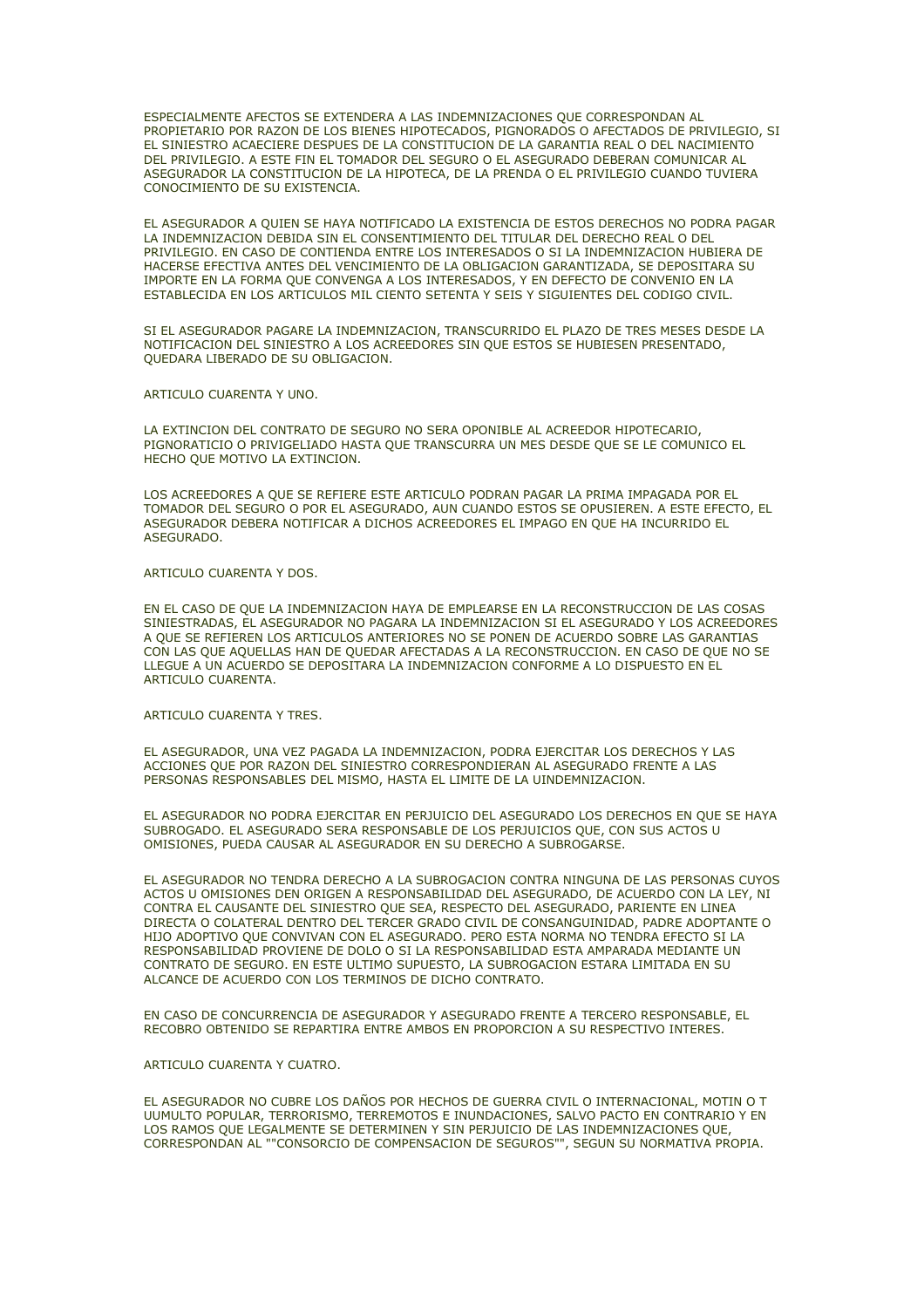ESPECIALMENTE AFECTOS SE EXTENDERA A LAS INDEMNIZACIONES QUE CORRESPONDAN AL PROPIETARIO POR RAZON DE LOS BIENES HIPOTECADOS, PIGNORADOS O AFECTADOS DE PRIVILEGIO, SI EL SINIESTRO ACAECIERE DESPUES DE LA CONSTITUCION DE LA GARANTIA REAL O DEL NACIMIENTO DEL PRIVILEGIO. A ESTE FIN EL TOMADOR DEL SEGURO O EL ASEGURADO DEBERAN COMUNICAR AL ASEGURADOR LA CONSTITUCION DE LA HIPOTECA, DE LA PRENDA O EL PRIVILEGIO CUANDO TUVIERA CONOCIMIENTO DE SU EXISTENCIA.

EL ASEGURADOR A QUIEN SE HAYA NOTIFICADO LA EXISTENCIA DE ESTOS DERECHOS NO PODRA PAGAR LA INDEMNIZACION DEBIDA SIN EL CONSENTIMIENTO DEL TITULAR DEL DERECHO REAL O DEL PRIVILEGIO. EN CASO DE CONTIENDA ENTRE LOS INTERESADOS O SI LA INDEMNIZACION HUBIERA DE HACERSE EFECTIVA ANTES DEL VENCIMIENTO DE LA OBLIGACION GARANTIZADA, SE DEPOSITARA SU IMPORTE EN LA FORMA QUE CONVENGA A LOS INTERESADOS, Y EN DEFECTO DE CONVENIO EN LA ESTABLECIDA EN LOS ARTICULOS MIL CIENTO SETENTA Y SEIS Y SIGUIENTES DEL CODIGO CIVIL.

SI EL ASEGURADOR PAGARE LA INDEMNIZACION, TRANSCURRIDO EL PLAZO DE TRES MESES DESDE LA NOTIFICACION DEL SINIESTRO A LOS ACREEDORES SIN QUE ESTOS SE HUBIESEN PRESENTADO, QUEDARA LIBERADO DE SU OBLIGACION.

ARTICULO CUARENTA Y UNO.

LA EXTINCION DEL CONTRATO DE SEGURO NO SERA OPONIBLE AL ACREEDOR HIPOTECARIO, PIGNORATICIO O PRIVIGELIADO HASTA QUE TRANSCURRA UN MES DESDE QUE SE LE COMUNICO EL HECHO QUE MOTIVO LA EXTINCION.

LOS ACREEDORES A QUE SE REFIERE ESTE ARTICULO PODRAN PAGAR LA PRIMA IMPAGADA POR EL TOMADOR DEL SEGURO O POR EL ASEGURADO, AUN CUANDO ESTOS SE OPUSIEREN. A ESTE EFECTO, EL ASEGURADOR DEBERA NOTIFICAR A DICHOS ACREEDORES EL IMPAGO EN QUE HA INCURRIDO EL ASEGURADO.

ARTICULO CUARENTA Y DOS.

EN EL CASO DE QUE LA INDEMNIZACION HAYA DE EMPLEARSE EN LA RECONSTRUCCION DE LAS COSAS SINIESTRADAS, EL ASEGURADOR NO PAGARA LA INDEMNIZACION SI EL ASEGURADO Y LOS ACREEDORES A QUE SE REFIEREN LOS ARTICULOS ANTERIORES NO SE PONEN DE ACUERDO SOBRE LAS GARANTIAS CON LAS QUE AQUELLAS HAN DE QUEDAR AFECTADAS A LA RECONSTRUCCION. EN CASO DE QUE NO SE LLEGUE A UN ACUERDO SE DEPOSITARA LA INDEMNIZACION CONFORME A LO DISPUESTO EN EL ARTICULO CUARENTA.

ARTICULO CUARENTA Y TRES.

EL ASEGURADOR, UNA VEZ PAGADA LA INDEMNIZACION, PODRA EJERCITAR LOS DERECHOS Y LAS ACCIONES QUE POR RAZON DEL SINIESTRO CORRESPONDIERAN AL ASEGURADO FRENTE A LAS PERSONAS RESPONSABLES DEL MISMO, HASTA EL LIMITE DE LA UINDEMNIZACION.

EL ASEGURADOR NO PODRA EJERCITAR EN PERJUICIO DEL ASEGURADO LOS DERECHOS EN QUE SE HAYA SUBROGADO. EL ASEGURADO SERA RESPONSABLE DE LOS PERJUICIOS QUE, CON SUS ACTOS U OMISIONES, PUEDA CAUSAR AL ASEGURADOR EN SU DERECHO A SUBROGARSE.

EL ASEGURADOR NO TENDRA DERECHO A LA SUBROGACION CONTRA NINGUNA DE LAS PERSONAS CUYOS ACTOS U OMISIONES DEN ORIGEN A RESPONSABILIDAD DEL ASEGURADO, DE ACUERDO CON LA LEY, NI CONTRA EL CAUSANTE DEL SINIESTRO QUE SEA, RESPECTO DEL ASEGURADO, PARIENTE EN LINEA DIRECTA O COLATERAL DENTRO DEL TERCER GRADO CIVIL DE CONSANGUINIDAD, PADRE ADOPTANTE O HIJO ADOPTIVO QUE CONVIVAN CON EL ASEGURADO. PERO ESTA NORMA NO TENDRA EFECTO SI LA RESPONSABILIDAD PROVIENE DE DOLO O SI LA RESPONSABILIDAD ESTA AMPARADA MEDIANTE UN CONTRATO DE SEGURO. EN ESTE ULTIMO SUPUESTO, LA SUBROGACION ESTARA LIMITADA EN SU ALCANCE DE ACUERDO CON LOS TERMINOS DE DICHO CONTRATO.

EN CASO DE CONCURRENCIA DE ASEGURADOR Y ASEGURADO FRENTE A TERCERO RESPONSABLE, EL RECOBRO OBTENIDO SE REPARTIRA ENTRE AMBOS EN PROPORCION A SU RESPECTIVO INTERES.

ARTICULO CUARENTA Y CUATRO.

EL ASEGURADOR NO CUBRE LOS DAÑOS POR HECHOS DE GUERRA CIVIL O INTERNACIONAL, MOTIN O T UUMULTO POPULAR, TERRORISMO, TERREMOTOS E INUNDACIONES, SALVO PACTO EN CONTRARIO Y EN LOS RAMOS QUE LEGALMENTE SE DETERMINEN Y SIN PERJUICIO DE LAS INDEMNIZACIONES QUE, CORRESPONDAN AL ""CONSORCIO DE COMPENSACION DE SEGUROS"", SEGUN SU NORMATIVA PROPIA.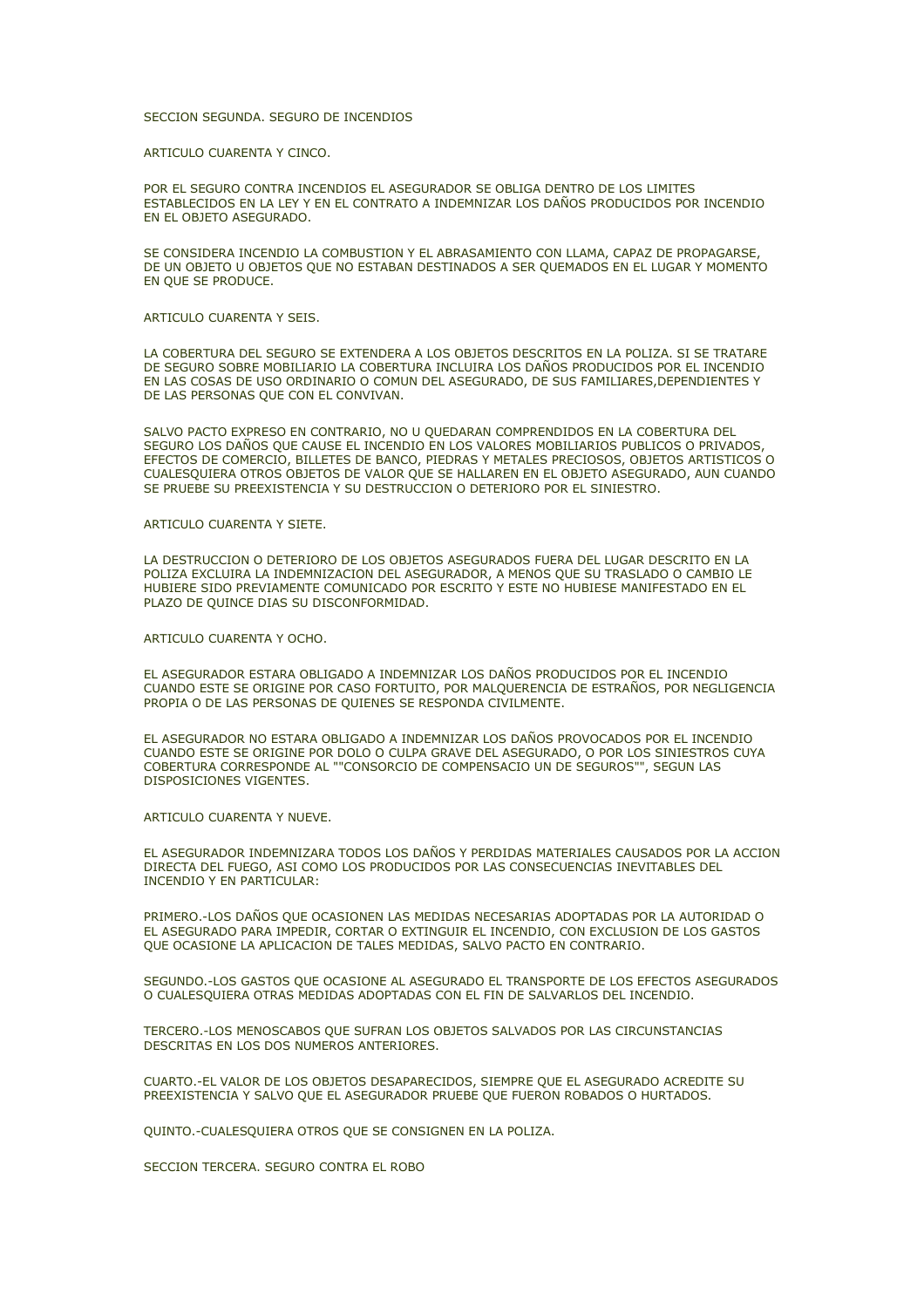## SECCION SEGUNDA. SEGURO DE INCENDIOS

### ARTICULO CUARENTA Y CINCO.

POR EL SEGURO CONTRA INCENDIOS EL ASEGURADOR SE OBLIGA DENTRO DE LOS LIMITES ESTABLECIDOS EN LA LEY Y EN EL CONTRATO A INDEMNIZAR LOS DAÑOS PRODUCIDOS POR INCENDIO EN EL OBJETO ASEGURADO.

SE CONSIDERA INCENDIO LA COMBUSTION Y EL ABRASAMIENTO CON LLAMA, CAPAZ DE PROPAGARSE, DE UN OBJETO U OBJETOS QUE NO ESTABAN DESTINADOS A SER QUEMADOS EN EL LUGAR Y MOMENTO EN QUE SE PRODUCE.

### ARTICULO CUARENTA Y SEIS.

LA COBERTURA DEL SEGURO SE EXTENDERA A LOS OBJETOS DESCRITOS EN LA POLIZA. SI SE TRATARE DE SEGURO SOBRE MOBILIARIO LA COBERTURA INCLUIRA LOS DAÑOS PRODUCIDOS POR EL INCENDIO EN LAS COSAS DE USO ORDINARIO O COMUN DEL ASEGURADO, DE SUS FAMILIARES,DEPENDIENTES Y DE LAS PERSONAS QUE CON EL CONVIVAN.

SALVO PACTO EXPRESO EN CONTRARIO, NO U QUEDARAN COMPRENDIDOS EN LA COBERTURA DEL SEGURO LOS DAÑOS QUE CAUSE EL INCENDIO EN LOS VALORES MOBILIARIOS PUBLICOS O PRIVADOS, EFECTOS DE COMERCIO, BILLETES DE BANCO, PIEDRAS Y METALES PRECIOSOS, OBJETOS ARTISTICOS O CUALESQUIERA OTROS OBJETOS DE VALOR QUE SE HALLAREN EN EL OBJETO ASEGURADO, AUN CUANDO SE PRUEBE SU PREEXISTENCIA Y SU DESTRUCCION O DETERIORO POR EL SINIESTRO.

### ARTICULO CUARENTA Y SIETE.

LA DESTRUCCION O DETERIORO DE LOS OBJETOS ASEGURADOS FUERA DEL LUGAR DESCRITO EN LA POLIZA EXCLUIRA LA INDEMNIZACION DEL ASEGURADOR, A MENOS QUE SU TRASLADO O CAMBIO LE HUBIERE SIDO PREVIAMENTE COMUNICADO POR ESCRITO Y ESTE NO HUBIESE MANIFESTADO EN EL PLAZO DE QUINCE DIAS SU DISCONFORMIDAD.

### ARTICULO CUARENTA Y OCHO.

EL ASEGURADOR ESTARA OBLIGADO A INDEMNIZAR LOS DAÑOS PRODUCIDOS POR EL INCENDIO CUANDO ESTE SE ORIGINE POR CASO FORTUITO, POR MALQUERENCIA DE ESTRAÑOS, POR NEGLIGENCIA PROPIA O DE LAS PERSONAS DE QUIENES SE RESPONDA CIVILMENTE.

EL ASEGURADOR NO ESTARA OBLIGADO A INDEMNIZAR LOS DAÑOS PROVOCADOS POR EL INCENDIO CUANDO ESTE SE ORIGINE POR DOLO O CULPA GRAVE DEL ASEGURADO, O POR LOS SINIESTROS CUYA COBERTURA CORRESPONDE AL ""CONSORCIO DE COMPENSACIO UN DE SEGUROS"", SEGUN LAS DISPOSICIONES VIGENTES.

### ARTICULO CUARENTA Y NUEVE.

EL ASEGURADOR INDEMNIZARA TODOS LOS DAÑOS Y PERDIDAS MATERIALES CAUSADOS POR LA ACCION DIRECTA DEL FUEGO, ASI COMO LOS PRODUCIDOS POR LAS CONSECUENCIAS INEVITABLES DEL INCENDIO Y EN PARTICULAR:

PRIMERO.-LOS DAÑOS QUE OCASIONEN LAS MEDIDAS NECESARIAS ADOPTADAS POR LA AUTORIDAD O EL ASEGURADO PARA IMPEDIR, CORTAR O EXTINGUIR EL INCENDIO, CON EXCLUSION DE LOS GASTOS QUE OCASIONE LA APLICACION DE TALES MEDIDAS, SALVO PACTO EN CONTRARIO.

SEGUNDO.-LOS GASTOS QUE OCASIONE AL ASEGURADO EL TRANSPORTE DE LOS EFECTOS ASEGURADOS O CUALESQUIERA OTRAS MEDIDAS ADOPTADAS CON EL FIN DE SALVARLOS DEL INCENDIO.

TERCERO.-LOS MENOSCABOS QUE SUFRAN LOS OBJETOS SALVADOS POR LAS CIRCUNSTANCIAS DESCRITAS EN LOS DOS NUMEROS ANTERIORES.

CUARTO.-EL VALOR DE LOS OBJETOS DESAPARECIDOS, SIEMPRE QUE EL ASEGURADO ACREDITE SU PREEXISTENCIA Y SALVO QUE EL ASEGURADOR PRUEBE QUE FUERON ROBADOS O HURTADOS.

QUINTO.-CUALESQUIERA OTROS QUE SE CONSIGNEN EN LA POLIZA.

## SECCION TERCERA. SEGURO CONTRA EL ROBO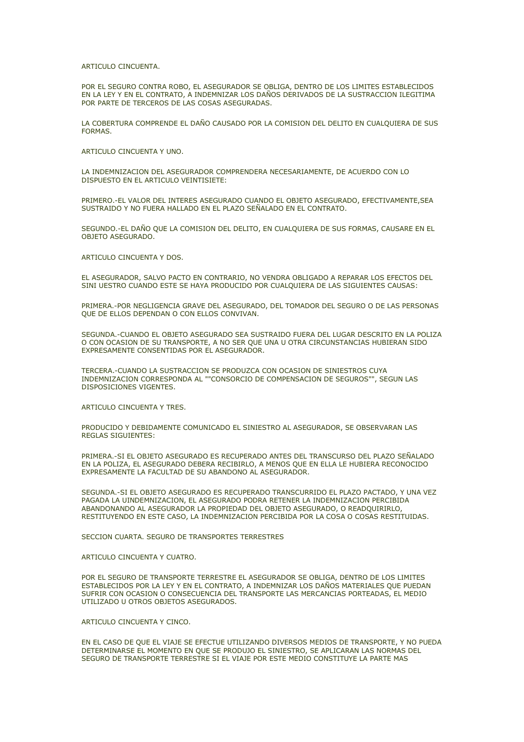ARTICULO CINCUENTA.

POR EL SEGURO CONTRA ROBO, EL ASEGURADOR SE OBLIGA, DENTRO DE LOS LIMITES ESTABLECIDOS EN LA LEY Y EN EL CONTRATO, A INDEMNIZAR LOS DAÑOS DERIVADOS DE LA SUSTRACCION ILEGITIMA POR PARTE DE TERCEROS DE LAS COSAS ASEGURADAS.

LA COBERTURA COMPRENDE EL DAÑO CAUSADO POR LA COMISION DEL DELITO EN CUALQUIERA DE SUS FORMAS.

ARTICULO CINCUENTA Y UNO.

LA INDEMNIZACION DEL ASEGURADOR COMPRENDERA NECESARIAMENTE, DE ACUERDO CON LO DISPUESTO EN EL ARTICULO VEINTISIETE:

PRIMERO.-EL VALOR DEL INTERES ASEGURADO CUANDO EL OBJETO ASEGURADO, EFECTIVAMENTE,SEA SUSTRAIDO Y NO FUERA HALLADO EN EL PLAZO SEÑALADO EN EL CONTRATO.

SEGUNDO.-EL DAÑO QUE LA COMISION DEL DELITO, EN CUALQUIERA DE SUS FORMAS, CAUSARE EN EL OBJETO ASEGURADO.

ARTICULO CINCUENTA Y DOS.

EL ASEGURADOR, SALVO PACTO EN CONTRARIO, NO VENDRA OBLIGADO A REPARAR LOS EFECTOS DEL SINI UESTRO CUANDO ESTE SE HAYA PRODUCIDO POR CUALQUIERA DE LAS SIGUIENTES CAUSAS:

PRIMERA.-POR NEGLIGENCIA GRAVE DEL ASEGURADO, DEL TOMADOR DEL SEGURO O DE LAS PERSONAS QUE DE ELLOS DEPENDAN O CON ELLOS CONVIVAN.

SEGUNDA.-CUANDO EL OBJETO ASEGURADO SEA SUSTRAIDO FUERA DEL LUGAR DESCRITO EN LA POLIZA O CON OCASION DE SU TRANSPORTE, A NO SER QUE UNA U OTRA CIRCUNSTANCIAS HUBIERAN SIDO EXPRESAMENTE CONSENTIDAS POR EL ASEGURADOR.

TERCERA.-CUANDO LA SUSTRACCION SE PRODUZCA CON OCASION DE SINIESTROS CUYA INDEMNIZACION CORRESPONDA AL ""CONSORCIO DE COMPENSACION DE SEGUROS"", SEGUN LAS DISPOSICIONES VIGENTES.

ARTICULO CINCUENTA Y TRES.

PRODUCIDO Y DEBIDAMENTE COMUNICADO EL SINIESTRO AL ASEGURADOR, SE OBSERVARAN LAS REGLAS SIGUIENTES:

PRIMERA.-SI EL OBJETO ASEGURADO ES RECUPERADO ANTES DEL TRANSCURSO DEL PLAZO SEÑALADO EN LA POLIZA, EL ASEGURADO DEBERA RECIBIRLO, A MENOS QUE EN ELLA LE HUBIERA RECONOCIDO EXPRESAMENTE LA FACULTAD DE SU ABANDONO AL ASEGURADOR.

SEGUNDA.-SI EL OBJETO ASEGURADO ES RECUPERADO TRANSCURRIDO EL PLAZO PACTADO, Y UNA VEZ PAGADA LA UINDEMNIZACION, EL ASEGURADO PODRA RETENER LA INDEMNIZACION PERCIBIDA ABANDONANDO AL ASEGURADOR LA PROPIEDAD DEL OBJETO ASEGURADO, O READQUIRIRLO, RESTITUYENDO EN ESTE CASO, LA INDEMNIZACION PERCIBIDA POR LA COSA O COSAS RESTITUIDAS.

SECCION CUARTA. SEGURO DE TRANSPORTES TERRESTRES

ARTICULO CINCUENTA Y CUATRO.

POR EL SEGURO DE TRANSPORTE TERRESTRE EL ASEGURADOR SE OBLIGA, DENTRO DE LOS LIMITES ESTABLECIDOS POR LA LEY Y EN EL CONTRATO, A INDEMNIZAR LOS DAÑOS MATERIALES QUE PUEDAN SUFRIR CON OCASION O CONSECUENCIA DEL TRANSPORTE LAS MERCANCIAS PORTEADAS, EL MEDIO UTILIZADO U OTROS OBJETOS ASEGURADOS.

ARTICULO CINCUENTA Y CINCO.

EN EL CASO DE QUE EL VIAJE SE EFECTUE UTILIZANDO DIVERSOS MEDIOS DE TRANSPORTE, Y NO PUEDA DETERMINARSE EL MOMENTO EN QUE SE PRODUJO EL SINIESTRO, SE APLICARAN LAS NORMAS DEL SEGURO DE TRANSPORTE TERRESTRE SI EL VIAJE POR ESTE MEDIO CONSTITUYE LA PARTE MAS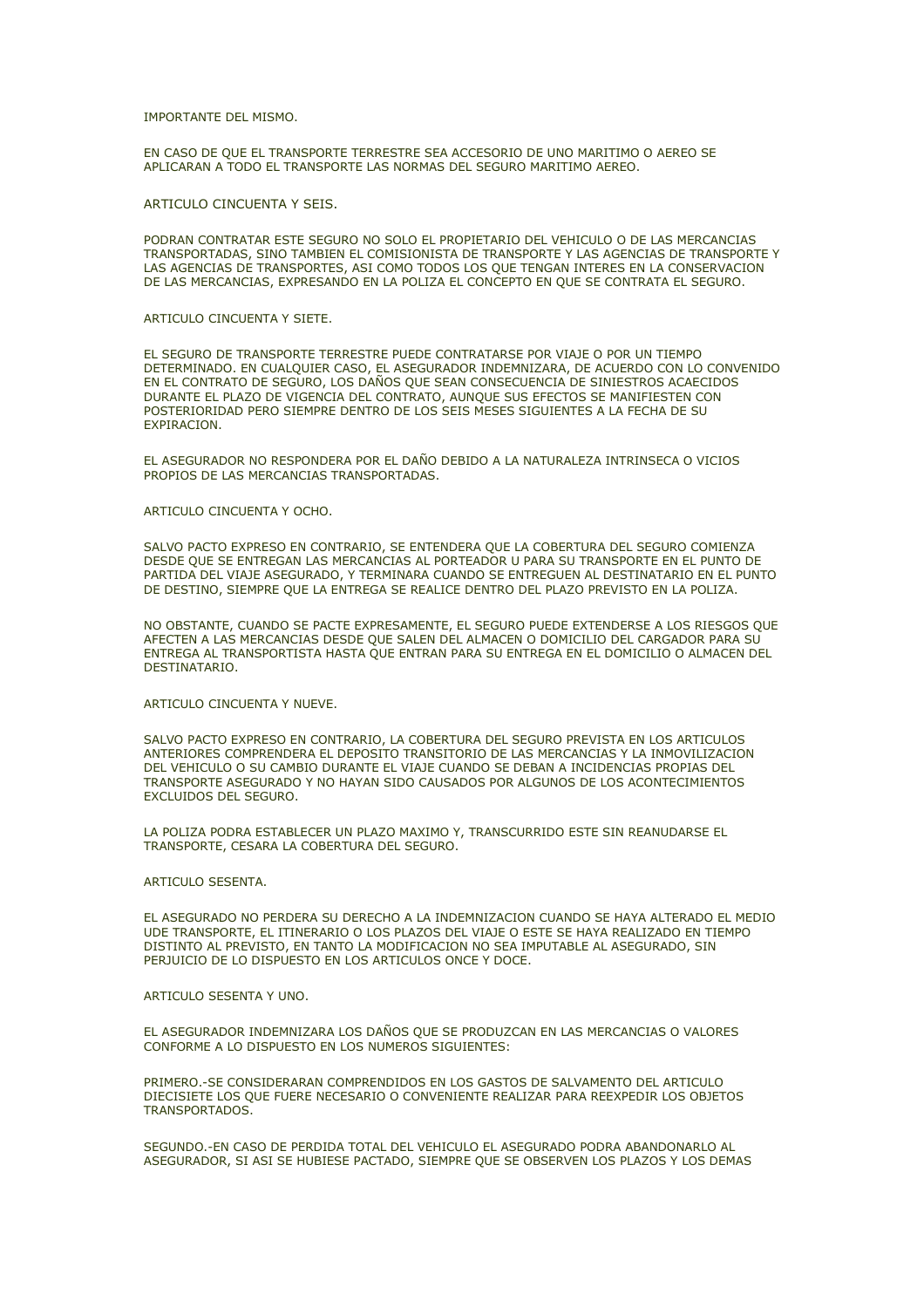IMPORTANTE DEL MISMO.

EN CASO DE QUE EL TRANSPORTE TERRESTRE SEA ACCESORIO DE UNO MARITIMO O AEREO SE APLICARAN A TODO EL TRANSPORTE LAS NORMAS DEL SEGURO MARITIMO AEREO.

ARTICULO CINCUENTA Y SEIS.

PODRAN CONTRATAR ESTE SEGURO NO SOLO EL PROPIETARIO DEL VEHICULO O DE LAS MERCANCIAS TRANSPORTADAS, SINO TAMBIEN EL COMISIONISTA DE TRANSPORTE Y LAS AGENCIAS DE TRANSPORTE Y LAS AGENCIAS DE TRANSPORTES, ASI COMO TODOS LOS QUE TENGAN INTERES EN LA CONSERVACION DE LAS MERCANCIAS, EXPRESANDO EN LA POLIZA EL CONCEPTO EN QUE SE CONTRATA EL SEGURO.

ARTICULO CINCUENTA Y SIETE.

EL SEGURO DE TRANSPORTE TERRESTRE PUEDE CONTRATARSE POR VIAJE O POR UN TIEMPO DETERMINADO. EN CUALQUIER CASO, EL ASEGURADOR INDEMNIZARA, DE ACUERDO CON LO CONVENIDO EN EL CONTRATO DE SEGURO, LOS DAÑOS QUE SEAN CONSECUENCIA DE SINIESTROS ACAECIDOS DURANTE EL PLAZO DE VIGENCIA DEL CONTRATO, AUNQUE SUS EFECTOS SE MANIFIESTEN CON POSTERIORIDAD PERO SIEMPRE DENTRO DE LOS SEIS MESES SIGUIENTES A LA FECHA DE SU EXPIRACION.

EL ASEGURADOR NO RESPONDERA POR EL DAÑO DEBIDO A LA NATURALEZA INTRINSECA O VICIOS PROPIOS DE LAS MERCANCIAS TRANSPORTADAS.

ARTICULO CINCUENTA Y OCHO.

SALVO PACTO EXPRESO EN CONTRARIO, SE ENTENDERA QUE LA COBERTURA DEL SEGURO COMIENZA DESDE QUE SE ENTREGAN LAS MERCANCIAS AL PORTEADOR U PARA SU TRANSPORTE EN EL PUNTO DE PARTIDA DEL VIAJE ASEGURADO, Y TERMINARA CUANDO SE ENTREGUEN AL DESTINATARIO EN EL PUNTO DE DESTINO, SIEMPRE QUE LA ENTREGA SE REALICE DENTRO DEL PLAZO PREVISTO EN LA POLIZA.

NO OBSTANTE, CUANDO SE PACTE EXPRESAMENTE, EL SEGURO PUEDE EXTENDERSE A LOS RIESGOS QUE AFECTEN A LAS MERCANCIAS DESDE QUE SALEN DEL ALMACEN O DOMICILIO DEL CARGADOR PARA SU ENTREGA AL TRANSPORTISTA HASTA QUE ENTRAN PARA SU ENTREGA EN EL DOMICILIO O ALMACEN DEL DESTINATARIO.

ARTICULO CINCUENTA Y NUEVE.

SALVO PACTO EXPRESO EN CONTRARIO, LA COBERTURA DEL SEGURO PREVISTA EN LOS ARTICULOS ANTERIORES COMPRENDERA EL DEPOSITO TRANSITORIO DE LAS MERCANCIAS Y LA INMOVILIZACION DEL VEHICULO O SU CAMBIO DURANTE EL VIAJE CUANDO SE DEBAN A INCIDENCIAS PROPIAS DEL TRANSPORTE ASEGURADO Y NO HAYAN SIDO CAUSADOS POR ALGUNOS DE LOS ACONTECIMIENTOS EXCLUIDOS DEL SEGURO.

LA POLIZA PODRA ESTABLECER UN PLAZO MAXIMO Y, TRANSCURRIDO ESTE SIN REANUDARSE EL TRANSPORTE, CESARA LA COBERTURA DEL SEGURO.

ARTICULO SESENTA.

EL ASEGURADO NO PERDERA SU DERECHO A LA INDEMNIZACION CUANDO SE HAYA ALTERADO EL MEDIO UDE TRANSPORTE, EL ITINERARIO O LOS PLAZOS DEL VIAJE O ESTE SE HAYA REALIZADO EN TIEMPO DISTINTO AL PREVISTO, EN TANTO LA MODIFICACION NO SEA IMPUTABLE AL ASEGURADO, SIN PERJUICIO DE LO DISPUESTO EN LOS ARTICULOS ONCE Y DOCE.

ARTICULO SESENTA Y UNO.

EL ASEGURADOR INDEMNIZARA LOS DAÑOS QUE SE PRODUZCAN EN LAS MERCANCIAS O VALORES CONFORME A LO DISPUESTO EN LOS NUMEROS SIGUIENTES:

PRIMERO.-SE CONSIDERARAN COMPRENDIDOS EN LOS GASTOS DE SALVAMENTO DEL ARTICULO DIECISIETE LOS QUE FUERE NECESARIO O CONVENIENTE REALIZAR PARA REEXPEDIR LOS OBJETOS TRANSPORTADOS.

SEGUNDO.-EN CASO DE PERDIDA TOTAL DEL VEHICULO EL ASEGURADO PODRA ABANDONARLO AL ASEGURADOR, SI ASI SE HUBIESE PACTADO, SIEMPRE QUE SE OBSERVEN LOS PLAZOS Y LOS DEMAS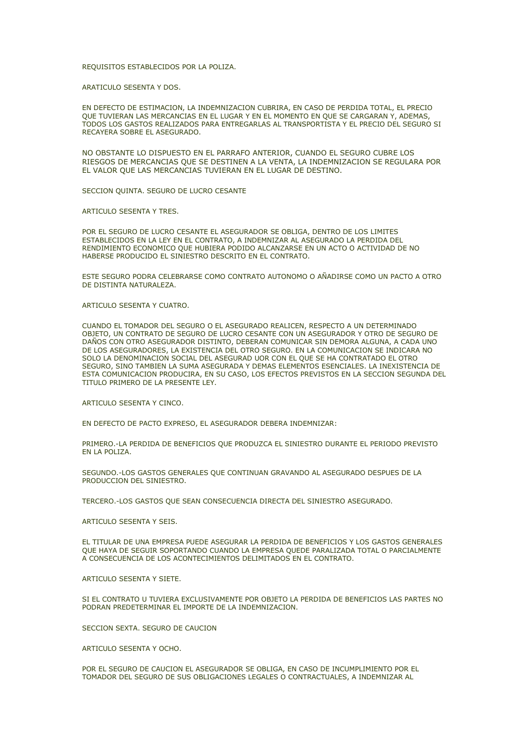REQUISITOS ESTABLECIDOS POR LA POLIZA.

ARATICULO SESENTA Y DOS.

EN DEFECTO DE ESTIMACION, LA INDEMNIZACION CUBRIRA, EN CASO DE PERDIDA TOTAL, EL PRECIO QUE TUVIERAN LAS MERCANCIAS EN EL LUGAR Y EN EL MOMENTO EN QUE SE CARGARAN Y, ADEMAS, TODOS LOS GASTOS REALIZADOS PARA ENTREGARLAS AL TRANSPORTISTA Y EL PRECIO DEL SEGURO SI RECAYERA SOBRE EL ASEGURADO.

NO OBSTANTE LO DISPUESTO EN EL PARRAFO ANTERIOR, CUANDO EL SEGURO CUBRE LOS RIESGOS DE MERCANCIAS QUE SE DESTINEN A LA VENTA, LA INDEMNIZACION SE REGULARA POR EL VALOR QUE LAS MERCANCIAS TUVIERAN EN EL LUGAR DE DESTINO.

SECCION QUINTA. SEGURO DE LUCRO CESANTE

ARTICULO SESENTA Y TRES.

POR EL SEGURO DE LUCRO CESANTE EL ASEGURADOR SE OBLIGA, DENTRO DE LOS LIMITES ESTABLECIDOS EN LA LEY EN EL CONTRATO, A INDEMNIZAR AL ASEGURADO LA PERDIDA DEL RENDIMIENTO ECONOMICO QUE HUBIERA PODIDO ALCANZARSE EN UN ACTO O ACTIVIDAD DE NO HABERSE PRODUCIDO EL SINIESTRO DESCRITO EN EL CONTRATO.

ESTE SEGURO PODRA CELEBRARSE COMO CONTRATO AUTONOMO O AÑADIRSE COMO UN PACTO A OTRO DE DISTINTA NATURALEZA.

ARTICULO SESENTA Y CUATRO.

CUANDO EL TOMADOR DEL SEGURO O EL ASEGURADO REALICEN, RESPECTO A UN DETERMINADO OBJETO, UN CONTRATO DE SEGURO DE LUCRO CESANTE CON UN ASEGURADOR Y OTRO DE SEGURO DE DAÑOS CON OTRO ASEGURADOR DISTINTO, DEBERAN COMUNICAR SIN DEMORA ALGUNA, A CADA UNO DE LOS ASEGURADORES, LA EXISTENCIA DEL OTRO SEGURO. EN LA COMUNICACION SE INDICARA NO SOLO LA DENOMINACION SOCIAL DEL ASEGURAD UOR CON EL QUE SE HA CONTRATADO EL OTRO SEGURO, SINO TAMBIEN LA SUMA ASEGURADA Y DEMAS ELEMENTOS ESENCIALES. LA INEXISTENCIA DE ESTA COMUNICACION PRODUCIRA, EN SU CASO, LOS EFECTOS PREVISTOS EN LA SECCION SEGUNDA DEL TITULO PRIMERO DE LA PRESENTE LEY.

ARTICULO SESENTA Y CINCO.

EN DEFECTO DE PACTO EXPRESO, EL ASEGURADOR DEBERA INDEMNIZAR:

PRIMERO.-LA PERDIDA DE BENEFICIOS QUE PRODUZCA EL SINIESTRO DURANTE EL PERIODO PREVISTO EN LA POLIZA.

SEGUNDO.-LOS GASTOS GENERALES QUE CONTINUAN GRAVANDO AL ASEGURADO DESPUES DE LA PRODUCCION DEL SINIESTRO.

TERCERO.-LOS GASTOS QUE SEAN CONSECUENCIA DIRECTA DEL SINIESTRO ASEGURADO.

ARTICULO SESENTA Y SEIS.

EL TITULAR DE UNA EMPRESA PUEDE ASEGURAR LA PERDIDA DE BENEFICIOS Y LOS GASTOS GENERALES QUE HAYA DE SEGUIR SOPORTANDO CUANDO LA EMPRESA QUEDE PARALIZADA TOTAL O PARCIALMENTE A CONSECUENCIA DE LOS ACONTECIMIENTOS DELIMITADOS EN EL CONTRATO.

ARTICULO SESENTA Y SIETE.

SI EL CONTRATO U TUVIERA EXCLUSIVAMENTE POR OBJETO LA PERDIDA DE BENEFICIOS LAS PARTES NO PODRAN PREDETERMINAR EL IMPORTE DE LA INDEMNIZACION.

SECCION SEXTA. SEGURO DE CAUCION

ARTICULO SESENTA Y OCHO.

POR EL SEGURO DE CAUCION EL ASEGURADOR SE OBLIGA, EN CASO DE INCUMPLIMIENTO POR EL TOMADOR DEL SEGURO DE SUS OBLIGACIONES LEGALES O CONTRACTUALES, A INDEMNIZAR AL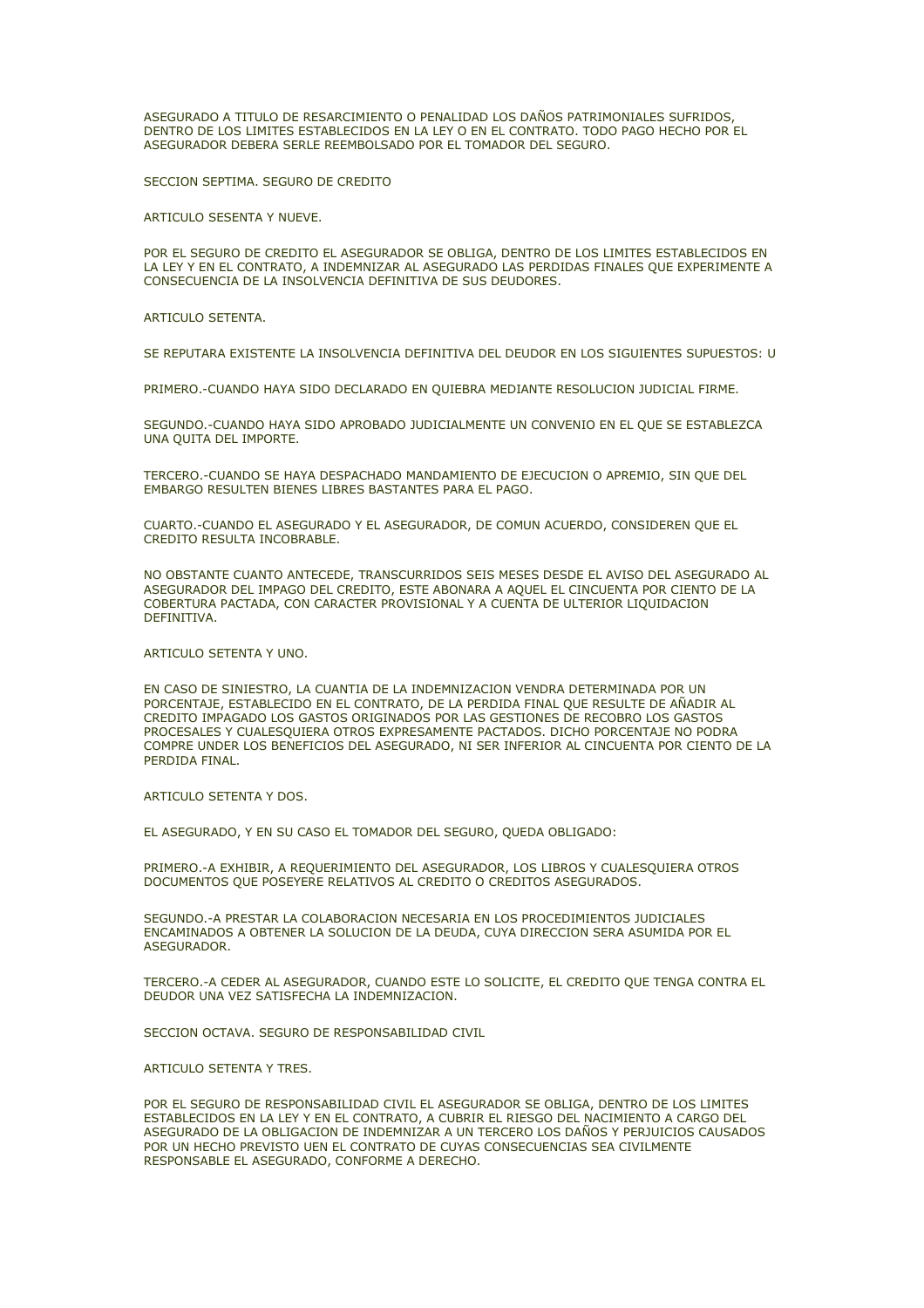ASEGURADO A TITULO DE RESARCIMIENTO O PENALIDAD LOS DAÑOS PATRIMONIALES SUFRIDOS, DENTRO DE LOS LIMITES ESTABLECIDOS EN LA LEY O EN EL CONTRATO. TODO PAGO HECHO POR EL ASEGURADOR DEBERA SERLE REEMBOLSADO POR EL TOMADOR DEL SEGURO.

SECCION SEPTIMA. SEGURO DE CREDITO

ARTICULO SESENTA Y NUEVE.

POR EL SEGURO DE CREDITO EL ASEGURADOR SE OBLIGA, DENTRO DE LOS LIMITES ESTABLECIDOS EN LA LEY Y EN EL CONTRATO, A INDEMNIZAR AL ASEGURADO LAS PERDIDAS FINALES QUE EXPERIMENTE A CONSECUENCIA DE LA INSOLVENCIA DEFINITIVA DE SUS DEUDORES.

ARTICULO SETENTA.

SE REPUTARA EXISTENTE LA INSOLVENCIA DEFINITIVA DEL DEUDOR EN LOS SIGUIENTES SUPUESTOS: U

PRIMERO.-CUANDO HAYA SIDO DECLARADO EN QUIEBRA MEDIANTE RESOLUCION JUDICIAL FIRME.

SEGUNDO.-CUANDO HAYA SIDO APROBADO JUDICIALMENTE UN CONVENIO EN EL QUE SE ESTABLEZCA UNA QUITA DEL IMPORTE.

TERCERO.-CUANDO SE HAYA DESPACHADO MANDAMIENTO DE EJECUCION O APREMIO, SIN QUE DEL EMBARGO RESULTEN BIENES LIBRES BASTANTES PARA EL PAGO.

CUARTO.-CUANDO EL ASEGURADO Y EL ASEGURADOR, DE COMUN ACUERDO, CONSIDEREN QUE EL CREDITO RESULTA INCOBRABLE.

NO OBSTANTE CUANTO ANTECEDE, TRANSCURRIDOS SEIS MESES DESDE EL AVISO DEL ASEGURADO AL ASEGURADOR DEL IMPAGO DEL CREDITO, ESTE ABONARA A AQUEL EL CINCUENTA POR CIENTO DE LA COBERTURA PACTADA, CON CARACTER PROVISIONAL Y A CUENTA DE ULTERIOR LIQUIDACION DEFINITIVA.

ARTICULO SETENTA Y UNO.

EN CASO DE SINIESTRO, LA CUANTIA DE LA INDEMNIZACION VENDRA DETERMINADA POR UN PORCENTAJE, ESTABLECIDO EN EL CONTRATO, DE LA PERDIDA FINAL QUE RESULTE DE AÑADIR AL CREDITO IMPAGADO LOS GASTOS ORIGINADOS POR LAS GESTIONES DE RECOBRO LOS GASTOS PROCESALES Y CUALESQUIERA OTROS EXPRESAMENTE PACTADOS. DICHO PORCENTAJE NO PODRA COMPRE UNDER LOS BENEFICIOS DEL ASEGURADO, NI SER INFERIOR AL CINCUENTA POR CIENTO DE LA PERDIDA FINAL.

ARTICULO SETENTA Y DOS.

EL ASEGURADO, Y EN SU CASO EL TOMADOR DEL SEGURO, QUEDA OBLIGADO:

PRIMERO.-A EXHIBIR, A REQUERIMIENTO DEL ASEGURADOR, LOS LIBROS Y CUALESQUIERA OTROS DOCUMENTOS QUE POSEYERE RELATIVOS AL CREDITO O CREDITOS ASEGURADOS.

SEGUNDO.-A PRESTAR LA COLABORACION NECESARIA EN LOS PROCEDIMIENTOS JUDICIALES ENCAMINADOS A OBTENER LA SOLUCION DE LA DEUDA, CUYA DIRECCION SERA ASUMIDA POR EL ASEGURADOR.

TERCERO.-A CEDER AL ASEGURADOR, CUANDO ESTE LO SOLICITE, EL CREDITO QUE TENGA CONTRA EL DEUDOR UNA VEZ SATISFECHA LA INDEMNIZACION.

SECCION OCTAVA. SEGURO DE RESPONSABILIDAD CIVIL

ARTICULO SETENTA Y TRES.

POR EL SEGURO DE RESPONSABILIDAD CIVIL EL ASEGURADOR SE OBLIGA, DENTRO DE LOS LIMITES ESTABLECIDOS EN LA LEY Y EN EL CONTRATO, A CUBRIR EL RIESGO DEL NACIMIENTO A CARGO DEL ASEGURADO DE LA OBLIGACION DE INDEMNIZAR A UN TERCERO LOS DAÑOS Y PERJUICIOS CAUSADOS POR UN HECHO PREVISTO UEN EL CONTRATO DE CUYAS CONSECUENCIAS SEA CIVILMENTE RESPONSABLE EL ASEGURADO, CONFORME A DERECHO.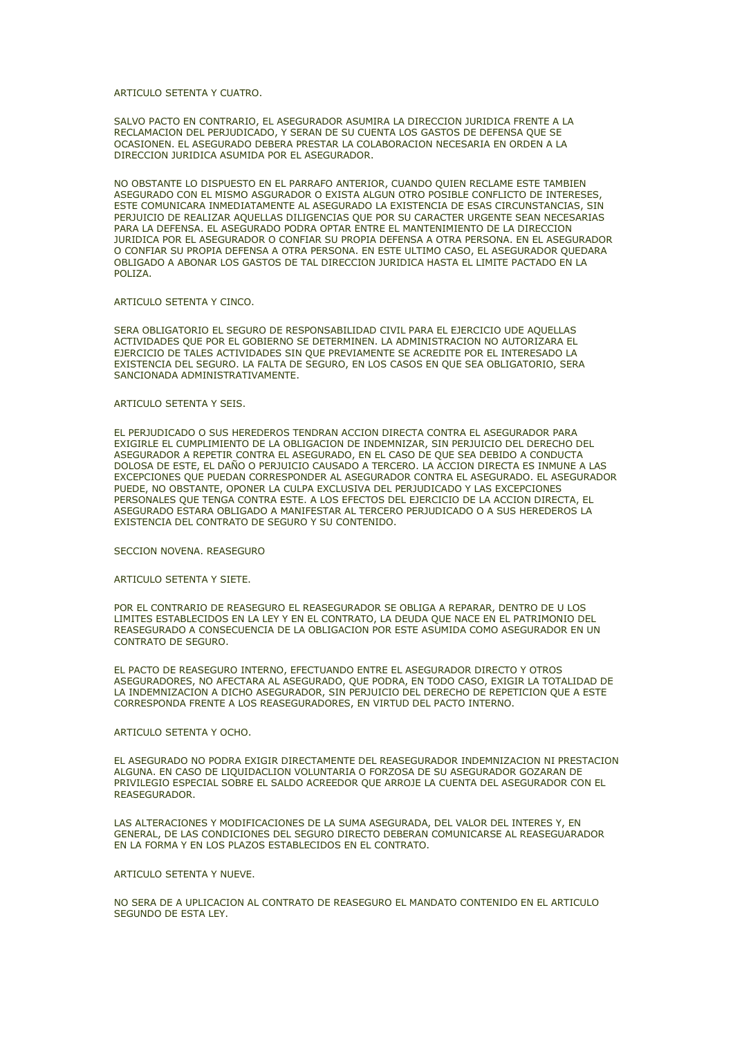ARTICULO SETENTA Y CUATRO.

SALVO PACTO EN CONTRARIO, EL ASEGURADOR ASUMIRA LA DIRECCION JURIDICA FRENTE A LA RECLAMACION DEL PERJUDICADO, Y SERAN DE SU CUENTA LOS GASTOS DE DEFENSA QUE SE OCASIONEN. EL ASEGURADO DEBERA PRESTAR LA COLABORACION NECESARIA EN ORDEN A LA DIRECCION JURIDICA ASUMIDA POR EL ASEGURADOR.

NO OBSTANTE LO DISPUESTO EN EL PARRAFO ANTERIOR, CUANDO QUIEN RECLAME ESTE TAMBIEN ASEGURADO CON EL MISMO ASGURADOR O EXISTA ALGUN OTRO POSIBLE CONFLICTO DE INTERESES, ESTE COMUNICARA INMEDIATAMENTE AL ASEGURADO LA EXISTENCIA DE ESAS CIRCUNSTANCIAS, SIN PERJUICIO DE REALIZAR AQUELLAS DILIGENCIAS QUE POR SU CARACTER URGENTE SEAN NECESARIAS PARA LA DEFENSA. EL ASEGURADO PODRA OPTAR ENTRE EL MANTENIMIENTO DE LA DIRECCION JURIDICA POR EL ASEGURADOR O CONFIAR SU PROPIA DEFENSA A OTRA PERSONA. EN EL ASEGURADOR O CONFIAR SU PROPIA DEFENSA A OTRA PERSONA. EN ESTE ULTIMO CASO, EL ASEGURADOR QUEDARA OBLIGADO A ABONAR LOS GASTOS DE TAL DIRECCION JURIDICA HASTA EL LIMITE PACTADO EN LA POLIZA.

ARTICULO SETENTA Y CINCO.

SERA OBLIGATORIO EL SEGURO DE RESPONSABILIDAD CIVIL PARA EL EJERCICIO UDE AQUELLAS ACTIVIDADES QUE POR EL GOBIERNO SE DETERMINEN. LA ADMINISTRACION NO AUTORIZARA EL EJERCICIO DE TALES ACTIVIDADES SIN QUE PREVIAMENTE SE ACREDITE POR EL INTERESADO LA EXISTENCIA DEL SEGURO. LA FALTA DE SEGURO, EN LOS CASOS EN QUE SEA OBLIGATORIO, SERA SANCIONADA ADMINISTRATIVAMENTE.

ARTICULO SETENTA Y SEIS.

EL PERJUDICADO O SUS HEREDEROS TENDRAN ACCION DIRECTA CONTRA EL ASEGURADOR PARA EXIGIRLE EL CUMPLIMIENTO DE LA OBLIGACION DE INDEMNIZAR, SIN PERJUICIO DEL DERECHO DEL ASEGURADOR A REPETIR CONTRA EL ASEGURADO, EN EL CASO DE QUE SEA DEBIDO A CONDUCTA DOLOSA DE ESTE, EL DAÑO O PERJUICIO CAUSADO A TERCERO. LA ACCION DIRECTA ES INMUNE A LAS EXCEPCIONES QUE PUEDAN CORRESPONDER AL ASEGURADOR CONTRA EL ASEGURADO. EL ASEGURADOR PUEDE, NO OBSTANTE, OPONER LA CULPA EXCLUSIVA DEL PERJUDICADO Y LAS EXCEPCIONES PERSONALES QUE TENGA CONTRA ESTE. A LOS EFECTOS DEL EJERCICIO DE LA ACCION DIRECTA, EL ASEGURADO ESTARA OBLIGADO A MANIFESTAR AL TERCERO PERJUDICADO O A SUS HEREDEROS LA EXISTENCIA DEL CONTRATO DE SEGURO Y SU CONTENIDO.

SECCION NOVENA. REASEGURO

ARTICULO SETENTA Y SIETE.

POR EL CONTRARIO DE REASEGURO EL REASEGURADOR SE OBLIGA A REPARAR, DENTRO DE U LOS LIMITES ESTABLECIDOS EN LA LEY Y EN EL CONTRATO, LA DEUDA QUE NACE EN EL PATRIMONIO DEL REASEGURADO A CONSECUENCIA DE LA OBLIGACION POR ESTE ASUMIDA COMO ASEGURADOR EN UN CONTRATO DE SEGURO.

EL PACTO DE REASEGURO INTERNO, EFECTUANDO ENTRE EL ASEGURADOR DIRECTO Y OTROS ASEGURADORES, NO AFECTARA AL ASEGURADO, QUE PODRA, EN TODO CASO, EXIGIR LA TOTALIDAD DE LA INDEMNIZACION A DICHO ASEGURADOR, SIN PERJUICIO DEL DERECHO DE REPETICION QUE A ESTE CORRESPONDA FRENTE A LOS REASEGURADORES, EN VIRTUD DEL PACTO INTERNO.

ARTICULO SETENTA Y OCHO.

EL ASEGURADO NO PODRA EXIGIR DIRECTAMENTE DEL REASEGURADOR INDEMNIZACION NI PRESTACION ALGUNA. EN CASO DE LIQUIDACLION VOLUNTARIA O FORZOSA DE SU ASEGURADOR GOZARAN DE PRIVILEGIO ESPECIAL SOBRE EL SALDO ACREEDOR QUE ARROJE LA CUENTA DEL ASEGURADOR CON EL REASEGURADOR.

LAS ALTERACIONES Y MODIFICACIONES DE LA SUMA ASEGURADA, DEL VALOR DEL INTERES Y, EN GENERAL, DE LAS CONDICIONES DEL SEGURO DIRECTO DEBERAN COMUNICARSE AL REASEGUARADOR EN LA FORMA Y EN LOS PLAZOS ESTABLECIDOS EN EL CONTRATO.

ARTICULO SETENTA Y NUEVE.

NO SERA DE A UPLICACION AL CONTRATO DE REASEGURO EL MANDATO CONTENIDO EN EL ARTICULO SEGUNDO DE ESTA LEY.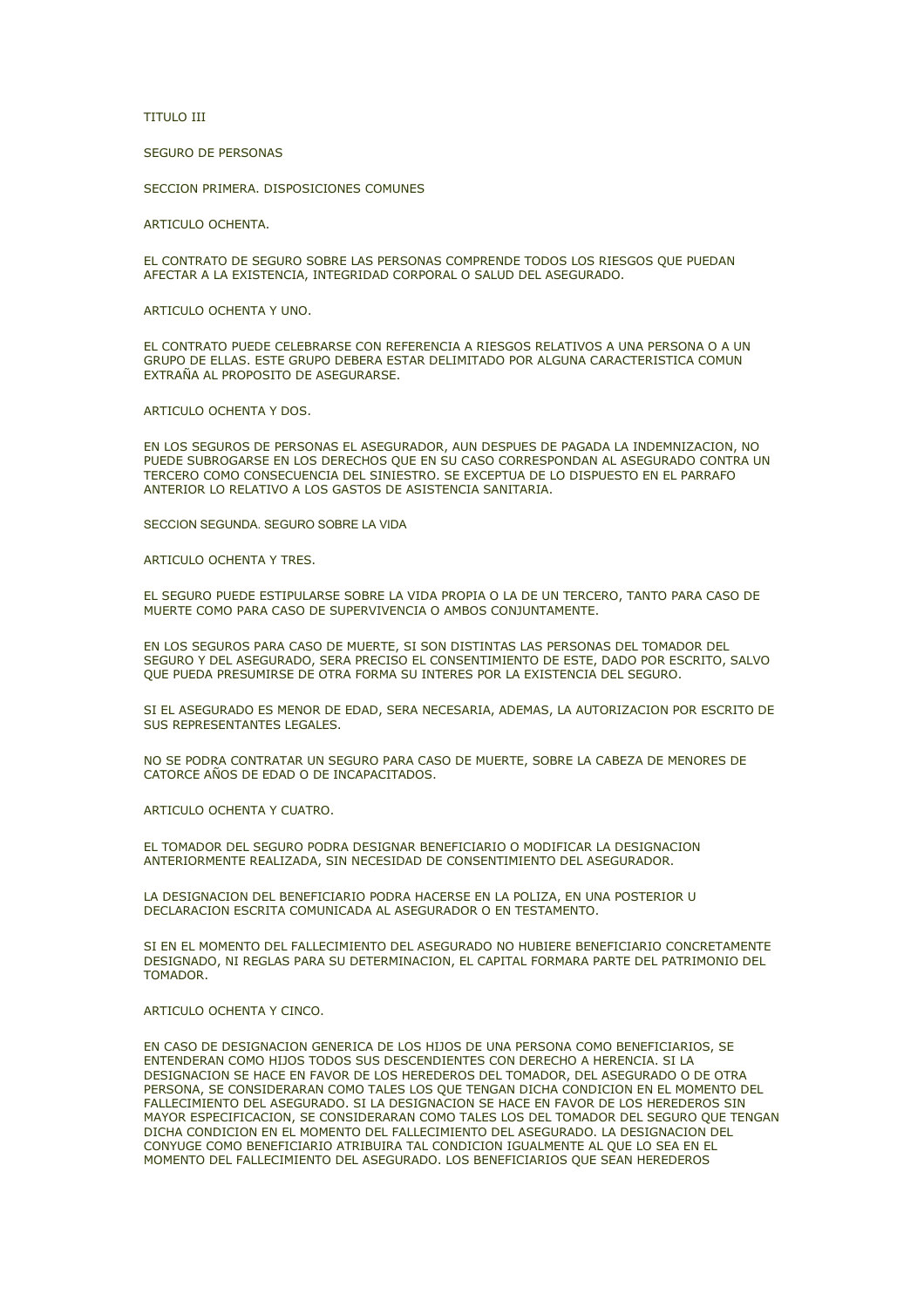TITULO III

SEGURO DE PERSONAS

SECCION PRIMERA. DISPOSICIONES COMUNES

ARTICULO OCHENTA.

EL CONTRATO DE SEGURO SOBRE LAS PERSONAS COMPRENDE TODOS LOS RIESGOS QUE PUEDAN AFECTAR A LA EXISTENCIA, INTEGRIDAD CORPORAL O SALUD DEL ASEGURADO.

ARTICULO OCHENTA Y UNO.

EL CONTRATO PUEDE CELEBRARSE CON REFERENCIA A RIESGOS RELATIVOS A UNA PERSONA O A UN GRUPO DE ELLAS. ESTE GRUPO DEBERA ESTAR DELIMITADO POR ALGUNA CARACTERISTICA COMUN EXTRAÑA AL PROPOSITO DE ASEGURARSE.

ARTICULO OCHENTA Y DOS.

EN LOS SEGUROS DE PERSONAS EL ASEGURADOR, AUN DESPUES DE PAGADA LA INDEMNIZACION, NO PUEDE SUBROGARSE EN LOS DERECHOS QUE EN SU CASO CORRESPONDAN AL ASEGURADO CONTRA UN TERCERO COMO CONSECUENCIA DEL SINIESTRO. SE EXCEPTUA DE LO DISPUESTO EN EL PARRAFO ANTERIOR LO RELATIVO A LOS GASTOS DE ASISTENCIA SANITARIA.

SECCION SEGUNDA. SEGURO SOBRE LA VIDA

ARTICULO OCHENTA Y TRES.

EL SEGURO PUEDE ESTIPULARSE SOBRE LA VIDA PROPIA O LA DE UN TERCERO, TANTO PARA CASO DE MUERTE COMO PARA CASO DE SUPERVIVENCIA O AMBOS CONJUNTAMENTE.

EN LOS SEGUROS PARA CASO DE MUERTE, SI SON DISTINTAS LAS PERSONAS DEL TOMADOR DEL SEGURO Y DEL ASEGURADO, SERA PRECISO EL CONSENTIMIENTO DE ESTE, DADO POR ESCRITO, SALVO QUE PUEDA PRESUMIRSE DE OTRA FORMA SU INTERES POR LA EXISTENCIA DEL SEGURO.

SI EL ASEGURADO ES MENOR DE EDAD, SERA NECESARIA, ADEMAS, LA AUTORIZACION POR ESCRITO DE SUS REPRESENTANTES LEGALES.

NO SE PODRA CONTRATAR UN SEGURO PARA CASO DE MUERTE, SOBRE LA CABEZA DE MENORES DE CATORCE AÑOS DE EDAD O DE INCAPACITADOS.

ARTICULO OCHENTA Y CUATRO.

EL TOMADOR DEL SEGURO PODRA DESIGNAR BENEFICIARIO O MODIFICAR LA DESIGNACION ANTERIORMENTE REALIZADA, SIN NECESIDAD DE CONSENTIMIENTO DEL ASEGURADOR.

LA DESIGNACION DEL BENEFICIARIO PODRA HACERSE EN LA POLIZA, EN UNA POSTERIOR U DECLARACION ESCRITA COMUNICADA AL ASEGURADOR O EN TESTAMENTO.

SI EN EL MOMENTO DEL FALLECIMIENTO DEL ASEGURADO NO HUBIERE BENEFICIARIO CONCRETAMENTE DESIGNADO, NI REGLAS PARA SU DETERMINACION, EL CAPITAL FORMARA PARTE DEL PATRIMONIO DEL TOMADOR.

ARTICULO OCHENTA Y CINCO.

EN CASO DE DESIGNACION GENERICA DE LOS HIJOS DE UNA PERSONA COMO BENEFICIARIOS, SE ENTENDERAN COMO HIJOS TODOS SUS DESCENDIENTES CON DERECHO A HERENCIA. SI LA DESIGNACION SE HACE EN FAVOR DE LOS HEREDEROS DEL TOMADOR, DEL ASEGURADO O DE OTRA PERSONA, SE CONSIDERARAN COMO TALES LOS QUE TENGAN DICHA CONDICION EN EL MOMENTO DEL FALLECIMIENTO DEL ASEGURADO. SI LA DESIGNACION SE HACE EN FAVOR DE LOS HEREDEROS SIN MAYOR ESPECIFICACION, SE CONSIDERARAN COMO TALES LOS DEL TOMADOR DEL SEGURO QUE TENGAN DICHA CONDICION EN EL MOMENTO DEL FALLECIMIENTO DEL ASEGURADO. LA DESIGNACION DEL CONYUGE COMO BENEFICIARIO ATRIBUIRA TAL CONDICION IGUALMENTE AL QUE LO SEA EN EL MOMENTO DEL FALLECIMIENTO DEL ASEGURADO. LOS BENEFICIARIOS QUE SEAN HEREDEROS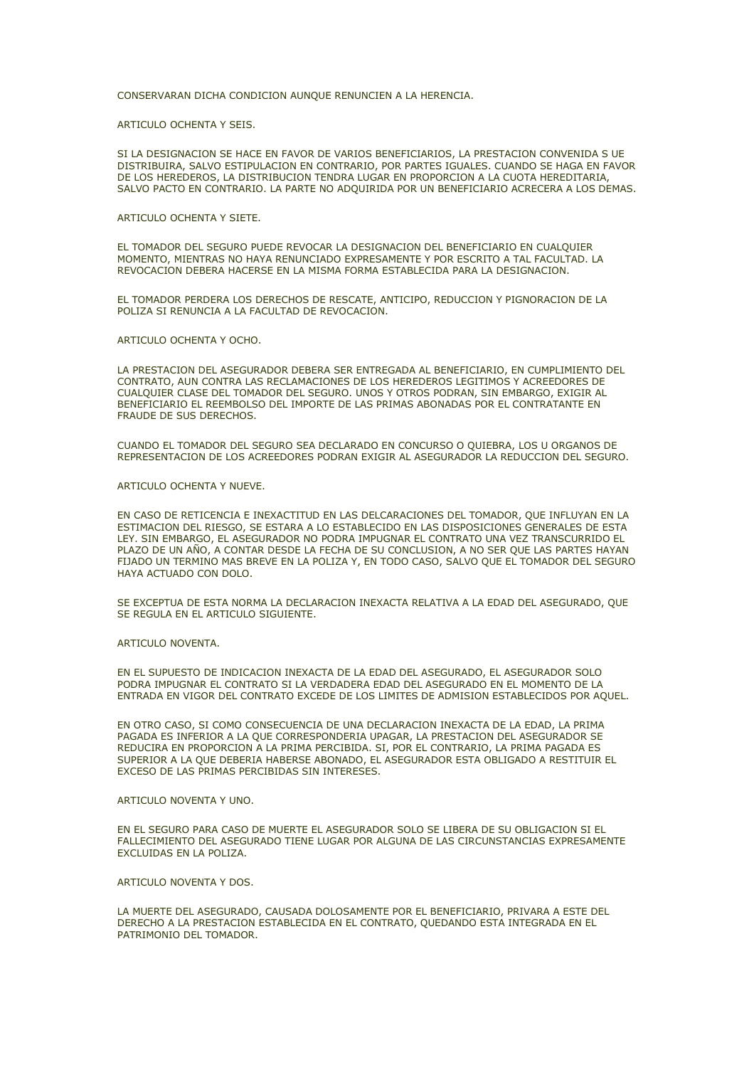CONSERVARAN DICHA CONDICION AUNQUE RENUNCIEN A LA HERENCIA.

ARTICULO OCHENTA Y SEIS.

SI LA DESIGNACION SE HACE EN FAVOR DE VARIOS BENEFICIARIOS, LA PRESTACION CONVENIDA S UE DISTRIBUIRA, SALVO ESTIPULACION EN CONTRARIO, POR PARTES IGUALES. CUANDO SE HAGA EN FAVOR DE LOS HEREDEROS, LA DISTRIBUCION TENDRA LUGAR EN PROPORCION A LA CUOTA HEREDITARIA, SALVO PACTO EN CONTRARIO. LA PARTE NO ADQUIRIDA POR UN BENEFICIARIO ACRECERA A LOS DEMAS.

ARTICULO OCHENTA Y SIETE.

EL TOMADOR DEL SEGURO PUEDE REVOCAR LA DESIGNACION DEL BENEFICIARIO EN CUALQUIER MOMENTO, MIENTRAS NO HAYA RENUNCIADO EXPRESAMENTE Y POR ESCRITO A TAL FACULTAD. LA REVOCACION DEBERA HACERSE EN LA MISMA FORMA ESTABLECIDA PARA LA DESIGNACION.

EL TOMADOR PERDERA LOS DERECHOS DE RESCATE, ANTICIPO, REDUCCION Y PIGNORACION DE LA POLIZA SI RENUNCIA A LA FACULTAD DE REVOCACION.

ARTICULO OCHENTA Y OCHO.

LA PRESTACION DEL ASEGURADOR DEBERA SER ENTREGADA AL BENEFICIARIO, EN CUMPLIMIENTO DEL CONTRATO, AUN CONTRA LAS RECLAMACIONES DE LOS HEREDEROS LEGITIMOS Y ACREEDORES DE CUALQUIER CLASE DEL TOMADOR DEL SEGURO. UNOS Y OTROS PODRAN, SIN EMBARGO, EXIGIR AL BENEFICIARIO EL REEMBOLSO DEL IMPORTE DE LAS PRIMAS ABONADAS POR EL CONTRATANTE EN FRAUDE DE SUS DERECHOS.

CUANDO EL TOMADOR DEL SEGURO SEA DECLARADO EN CONCURSO O QUIEBRA, LOS U ORGANOS DE REPRESENTACION DE LOS ACREEDORES PODRAN EXIGIR AL ASEGURADOR LA REDUCCION DEL SEGURO.

ARTICULO OCHENTA Y NUEVE.

EN CASO DE RETICENCIA E INEXACTITUD EN LAS DELCARACIONES DEL TOMADOR, QUE INFLUYAN EN LA ESTIMACION DEL RIESGO, SE ESTARA A LO ESTABLECIDO EN LAS DISPOSICIONES GENERALES DE ESTA LEY. SIN EMBARGO, EL ASEGURADOR NO PODRA IMPUGNAR EL CONTRATO UNA VEZ TRANSCURRIDO EL PLAZO DE UN AÑO, A CONTAR DESDE LA FECHA DE SU CONCLUSION, A NO SER QUE LAS PARTES HAYAN FIJADO UN TERMINO MAS BREVE EN LA POLIZA Y, EN TODO CASO, SALVO QUE EL TOMADOR DEL SEGURO HAYA ACTUADO CON DOLO.

SE EXCEPTUA DE ESTA NORMA LA DECLARACION INEXACTA RELATIVA A LA EDAD DEL ASEGURADO, QUE SE REGULA EN EL ARTICULO SIGUIENTE.

ARTICULO NOVENTA.

EN EL SUPUESTO DE INDICACION INEXACTA DE LA EDAD DEL ASEGURADO, EL ASEGURADOR SOLO PODRA IMPUGNAR EL CONTRATO SI LA VERDADERA EDAD DEL ASEGURADO EN EL MOMENTO DE LA ENTRADA EN VIGOR DEL CONTRATO EXCEDE DE LOS LIMITES DE ADMISION ESTABLECIDOS POR AQUEL.

EN OTRO CASO, SI COMO CONSECUENCIA DE UNA DECLARACION INEXACTA DE LA EDAD, LA PRIMA PAGADA ES INFERIOR A LA QUE CORRESPONDERIA UPAGAR, LA PRESTACION DEL ASEGURADOR SE REDUCIRA EN PROPORCION A LA PRIMA PERCIBIDA. SI, POR EL CONTRARIO, LA PRIMA PAGADA ES SUPERIOR A LA QUE DEBERIA HABERSE ABONADO, EL ASEGURADOR ESTA OBLIGADO A RESTITUIR EL EXCESO DE LAS PRIMAS PERCIBIDAS SIN INTERESES.

ARTICULO NOVENTA Y UNO.

EN EL SEGURO PARA CASO DE MUERTE EL ASEGURADOR SOLO SE LIBERA DE SU OBLIGACION SI EL FALLECIMIENTO DEL ASEGURADO TIENE LUGAR POR ALGUNA DE LAS CIRCUNSTANCIAS EXPRESAMENTE EXCLUIDAS EN LA POLIZA.

ARTICULO NOVENTA Y DOS.

LA MUERTE DEL ASEGURADO, CAUSADA DOLOSAMENTE POR EL BENEFICIARIO, PRIVARA A ESTE DEL DERECHO A LA PRESTACION ESTABLECIDA EN EL CONTRATO, QUEDANDO ESTA INTEGRADA EN EL PATRIMONIO DEL TOMADOR.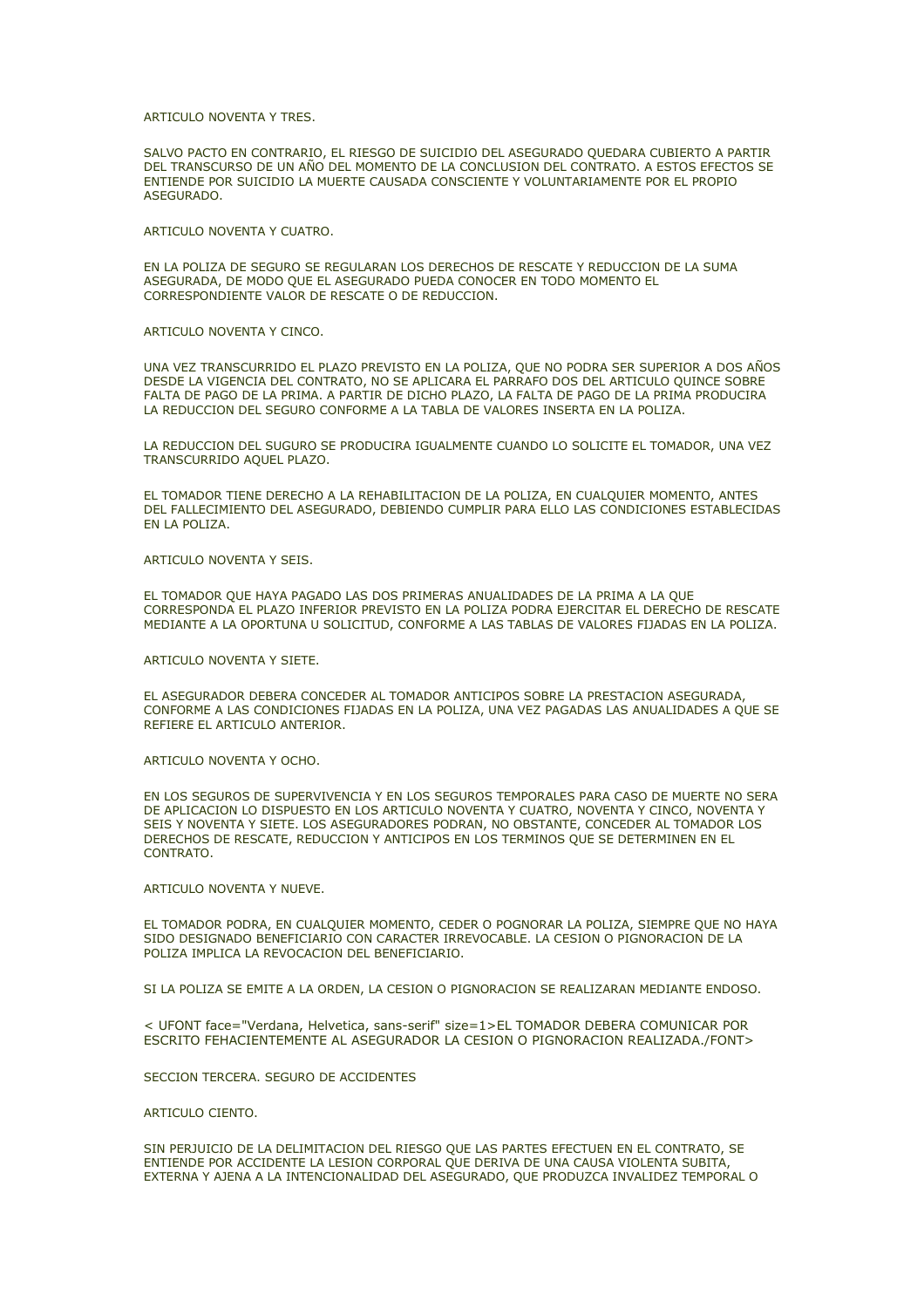ARTICULO NOVENTA Y TRES.

SALVO PACTO EN CONTRARIO, EL RIESGO DE SUICIDIO DEL ASEGURADO QUEDARA CUBIERTO A PARTIR DEL TRANSCURSO DE UN AÑO DEL MOMENTO DE LA CONCLUSION DEL CONTRATO. A ESTOS EFECTOS SE ENTIENDE POR SUICIDIO LA MUERTE CAUSADA CONSCIENTE Y VOLUNTARIAMENTE POR EL PROPIO ASEGURADO.

ARTICULO NOVENTA Y CUATRO.

EN LA POLIZA DE SEGURO SE REGULARAN LOS DERECHOS DE RESCATE Y REDUCCION DE LA SUMA ASEGURADA, DE MODO QUE EL ASEGURADO PUEDA CONOCER EN TODO MOMENTO EL CORRESPONDIENTE VALOR DE RESCATE O DE REDUCCION.

ARTICULO NOVENTA Y CINCO.

UNA VEZ TRANSCURRIDO EL PLAZO PREVISTO EN LA POLIZA, QUE NO PODRA SER SUPERIOR A DOS AÑOS DESDE LA VIGENCIA DEL CONTRATO, NO SE APLICARA EL PARRAFO DOS DEL ARTICULO QUINCE SOBRE FALTA DE PAGO DE LA PRIMA. A PARTIR DE DICHO PLAZO, LA FALTA DE PAGO DE LA PRIMA PRODUCIRA LA REDUCCION DEL SEGURO CONFORME A LA TABLA DE VALORES INSERTA EN LA POLIZA.

LA REDUCCION DEL SUGURO SE PRODUCIRA IGUALMENTE CUANDO LO SOLICITE EL TOMADOR, UNA VEZ TRANSCURRIDO AQUEL PLAZO.

EL TOMADOR TIENE DERECHO A LA REHABILITACION DE LA POLIZA, EN CUALQUIER MOMENTO, ANTES DEL FALLECIMIENTO DEL ASEGURADO, DEBIENDO CUMPLIR PARA ELLO LAS CONDICIONES ESTABLECIDAS EN LA POLIZA.

ARTICULO NOVENTA Y SEIS.

EL TOMADOR QUE HAYA PAGADO LAS DOS PRIMERAS ANUALIDADES DE LA PRIMA A LA QUE CORRESPONDA EL PLAZO INFERIOR PREVISTO EN LA POLIZA PODRA EJERCITAR EL DERECHO DE RESCATE MEDIANTE A LA OPORTUNA U SOLICITUD, CONFORME A LAS TABLAS DE VALORES FIJADAS EN LA POLIZA.

ARTICULO NOVENTA Y SIETE.

EL ASEGURADOR DEBERA CONCEDER AL TOMADOR ANTICIPOS SOBRE LA PRESTACION ASEGURADA, CONFORME A LAS CONDICIONES FIJADAS EN LA POLIZA, UNA VEZ PAGADAS LAS ANUALIDADES A QUE SE REFIERE EL ARTICULO ANTERIOR.

ARTICULO NOVENTA Y OCHO.

EN LOS SEGUROS DE SUPERVIVENCIA Y EN LOS SEGUROS TEMPORALES PARA CASO DE MUERTE NO SERA DE APLICACION LO DISPUESTO EN LOS ARTICULO NOVENTA Y CUATRO, NOVENTA Y CINCO, NOVENTA Y SEIS Y NOVENTA Y SIETE. LOS ASEGURADORES PODRAN, NO OBSTANTE, CONCEDER AL TOMADOR LOS DERECHOS DE RESCATE, REDUCCION Y ANTICIPOS EN LOS TERMINOS QUE SE DETERMINEN EN EL CONTRATO.

ARTICULO NOVENTA Y NUEVE.

EL TOMADOR PODRA, EN CUALQUIER MOMENTO, CEDER O POGNORAR LA POLIZA, SIEMPRE QUE NO HAYA SIDO DESIGNADO BENEFICIARIO CON CARACTER IRREVOCABLE. LA CESION O PIGNORACION DE LA POLIZA IMPLICA LA REVOCACION DEL BENEFICIARIO.

SI LA POLIZA SE EMITE A LA ORDEN, LA CESION O PIGNORACION SE REALIZARAN MEDIANTE ENDOSO.

< UFONT face="Verdana, Helvetica, sans-serif" size=1>EL TOMADOR DEBERA COMUNICAR POR ESCRITO FEHACIENTEMENTE AL ASEGURADOR LA CESION O PIGNORACION REALIZADA./FONT>

SECCION TERCERA. SEGURO DE ACCIDENTES

ARTICULO CIENTO.

SIN PERJUICIO DE LA DELIMITACION DEL RIESGO QUE LAS PARTES EFECTUEN EN EL CONTRATO, SE ENTIENDE POR ACCIDENTE LA LESION CORPORAL QUE DERIVA DE UNA CAUSA VIOLENTA SUBITA, EXTERNA Y AJENA A LA INTENCIONALIDAD DEL ASEGURADO, QUE PRODUZCA INVALIDEZ TEMPORAL O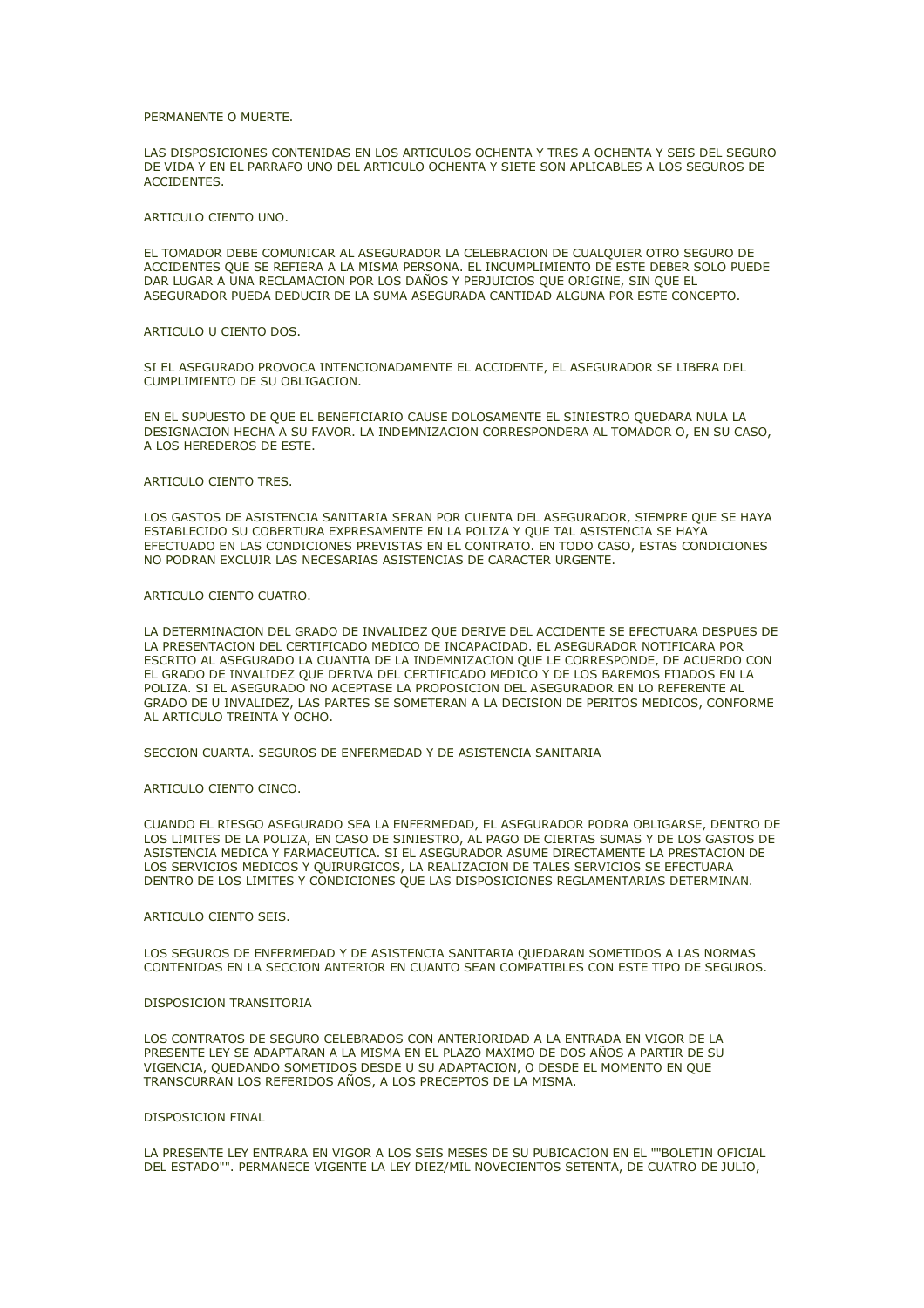PERMANENTE O MUERTE.

LAS DISPOSICIONES CONTENIDAS EN LOS ARTICULOS OCHENTA Y TRES A OCHENTA Y SEIS DEL SEGURO DE VIDA Y EN EL PARRAFO UNO DEL ARTICULO OCHENTA Y SIETE SON APLICABLES A LOS SEGUROS DE ACCIDENTES.

ARTICULO CIENTO UNO.

EL TOMADOR DEBE COMUNICAR AL ASEGURADOR LA CELEBRACION DE CUALQUIER OTRO SEGURO DE ACCIDENTES QUE SE REFIERA A LA MISMA PERSONA. EL INCUMPLIMIENTO DE ESTE DEBER SOLO PUEDE DAR LUGAR A UNA RECLAMACION POR LOS DAÑOS Y PERJUICIOS QUE ORIGINE, SIN QUE EL ASEGURADOR PUEDA DEDUCIR DE LA SUMA ASEGURADA CANTIDAD ALGUNA POR ESTE CONCEPTO.

ARTICULO U CIENTO DOS.

SI EL ASEGURADO PROVOCA INTENCIONADAMENTE EL ACCIDENTE, EL ASEGURADOR SE LIBERA DEL CUMPLIMIENTO DE SU OBLIGACION.

EN EL SUPUESTO DE QUE EL BENEFICIARIO CAUSE DOLOSAMENTE EL SINIESTRO QUEDARA NULA LA DESIGNACION HECHA A SU FAVOR. LA INDEMNIZACION CORRESPONDERA AL TOMADOR O, EN SU CASO, A LOS HEREDEROS DE ESTE.

ARTICULO CIENTO TRES.

LOS GASTOS DE ASISTENCIA SANITARIA SERAN POR CUENTA DEL ASEGURADOR, SIEMPRE QUE SE HAYA ESTABLECIDO SU COBERTURA EXPRESAMENTE EN LA POLIZA Y QUE TAL ASISTENCIA SE HAYA EFECTUADO EN LAS CONDICIONES PREVISTAS EN EL CONTRATO. EN TODO CASO, ESTAS CONDICIONES NO PODRAN EXCLUIR LAS NECESARIAS ASISTENCIAS DE CARACTER URGENTE.

ARTICULO CIENTO CUATRO.

LA DETERMINACION DEL GRADO DE INVALIDEZ QUE DERIVE DEL ACCIDENTE SE EFECTUARA DESPUES DE LA PRESENTACION DEL CERTIFICADO MEDICO DE INCAPACIDAD. EL ASEGURADOR NOTIFICARA POR ESCRITO AL ASEGURADO LA CUANTIA DE LA INDEMNIZACION QUE LE CORRESPONDE, DE ACUERDO CON EL GRADO DE INVALIDEZ QUE DERIVA DEL CERTIFICADO MEDICO Y DE LOS BAREMOS FIJADOS EN LA POLIZA. SI EL ASEGURADO NO ACEPTASE LA PROPOSICION DEL ASEGURADOR EN LO REFERENTE AL GRADO DE U INVALIDEZ, LAS PARTES SE SOMETERAN A LA DECISION DE PERITOS MEDICOS, CONFORME AL ARTICULO TREINTA Y OCHO.

SECCION CUARTA. SEGUROS DE ENFERMEDAD Y DE ASISTENCIA SANITARIA

ARTICULO CIENTO CINCO.

CUANDO EL RIESGO ASEGURADO SEA LA ENFERMEDAD, EL ASEGURADOR PODRA OBLIGARSE, DENTRO DE LOS LIMITES DE LA POLIZA, EN CASO DE SINIESTRO, AL PAGO DE CIERTAS SUMAS Y DE LOS GASTOS DE ASISTENCIA MEDICA Y FARMACEUTICA. SI EL ASEGURADOR ASUME DIRECTAMENTE LA PRESTACION DE LOS SERVICIOS MEDICOS Y QUIRURGICOS, LA REALIZACION DE TALES SERVICIOS SE EFECTUARA DENTRO DE LOS LIMITES Y CONDICIONES QUE LAS DISPOSICIONES REGLAMENTARIAS DETERMINAN.

ARTICULO CIENTO SEIS.

LOS SEGUROS DE ENFERMEDAD Y DE ASISTENCIA SANITARIA QUEDARAN SOMETIDOS A LAS NORMAS CONTENIDAS EN LA SECCION ANTERIOR EN CUANTO SEAN COMPATIBLES CON ESTE TIPO DE SEGUROS.

DISPOSICION TRANSITORIA

LOS CONTRATOS DE SEGURO CELEBRADOS CON ANTERIORIDAD A LA ENTRADA EN VIGOR DE LA PRESENTE LEY SE ADAPTARAN A LA MISMA EN EL PLAZO MAXIMO DE DOS AÑOS A PARTIR DE SU VIGENCIA, QUEDANDO SOMETIDOS DESDE U SU ADAPTACION, O DESDE EL MOMENTO EN QUE TRANSCURRAN LOS REFERIDOS AÑOS, A LOS PRECEPTOS DE LA MISMA.

DISPOSICION FINAL

LA PRESENTE LEY ENTRARA EN VIGOR A LOS SEIS MESES DE SU PUBICACION EN EL ""BOLETIN OFICIAL DEL ESTADO"". PERMANECE VIGENTE LA LEY DIEZ/MIL NOVECIENTOS SETENTA, DE CUATRO DE JULIO,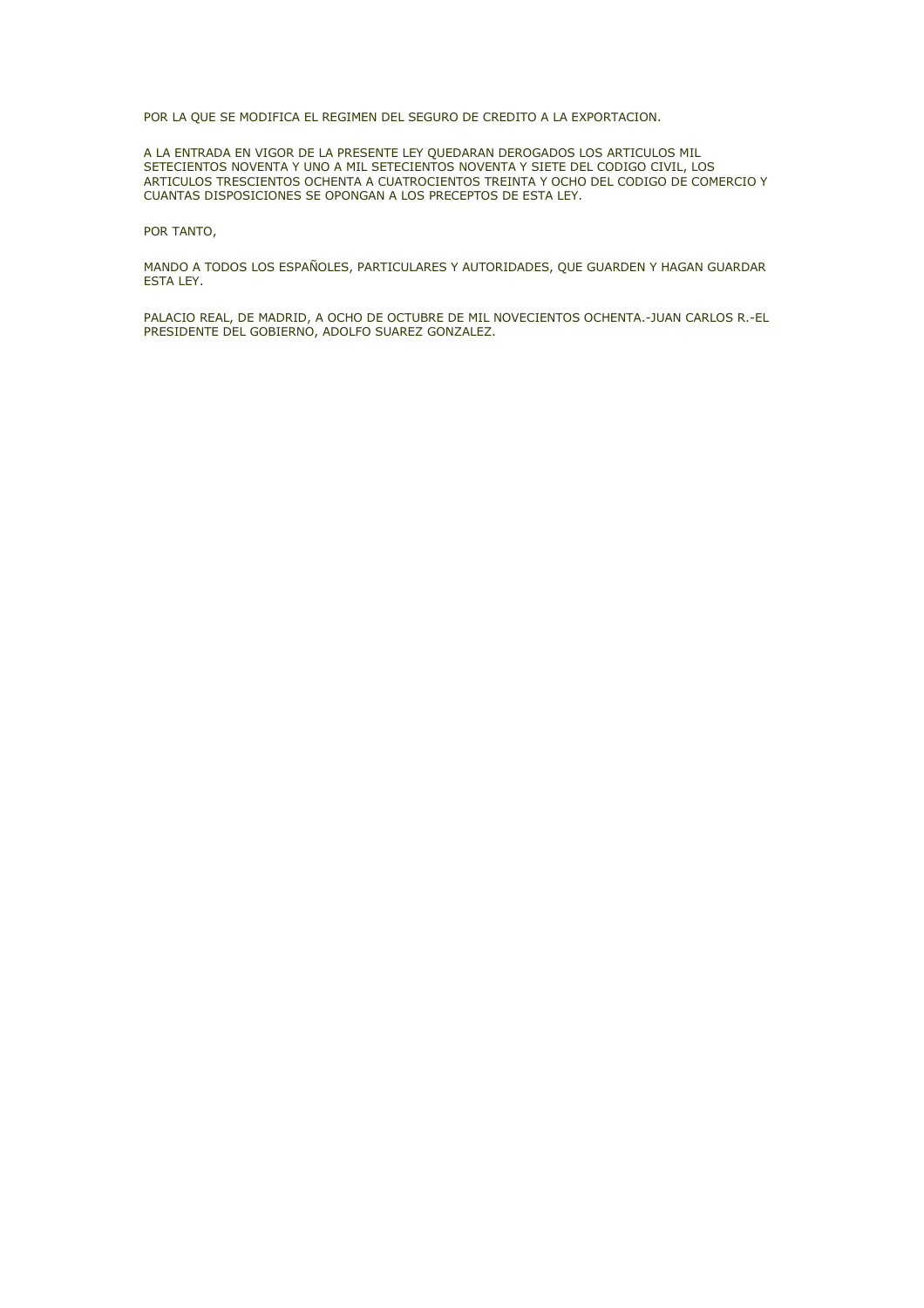POR LA QUE SE MODIFICA EL REGIMEN DEL SEGURO DE CREDITO A LA EXPORTACION.

A LA ENTRADA EN VIGOR DE LA PRESENTE LEY QUEDARAN DEROGADOS LOS ARTICULOS MIL SETECIENTOS NOVENTA Y UNO A MIL SETECIENTOS NOVENTA Y SIETE DEL CODIGO CIVIL, LOS ARTICULOS TRESCIENTOS OCHENTA A CUATROCIENTOS TREINTA Y OCHO DEL CODIGO DE COMERCIO Y CUANTAS DISPOSICIONES SE OPONGAN A LOS PRECEPTOS DE ESTA LEY.

POR TANTO,

MANDO A TODOS LOS ESPAÑOLES, PARTICULARES Y AUTORIDADES, QUE GUARDEN Y HAGAN GUARDAR ESTA LEY.

PALACIO REAL, DE MADRID, A OCHO DE OCTUBRE DE MIL NOVECIENTOS OCHENTA.-JUAN CARLOS R.-EL PRESIDENTE DEL GOBIERNO, ADOLFO SUAREZ GONZALEZ.